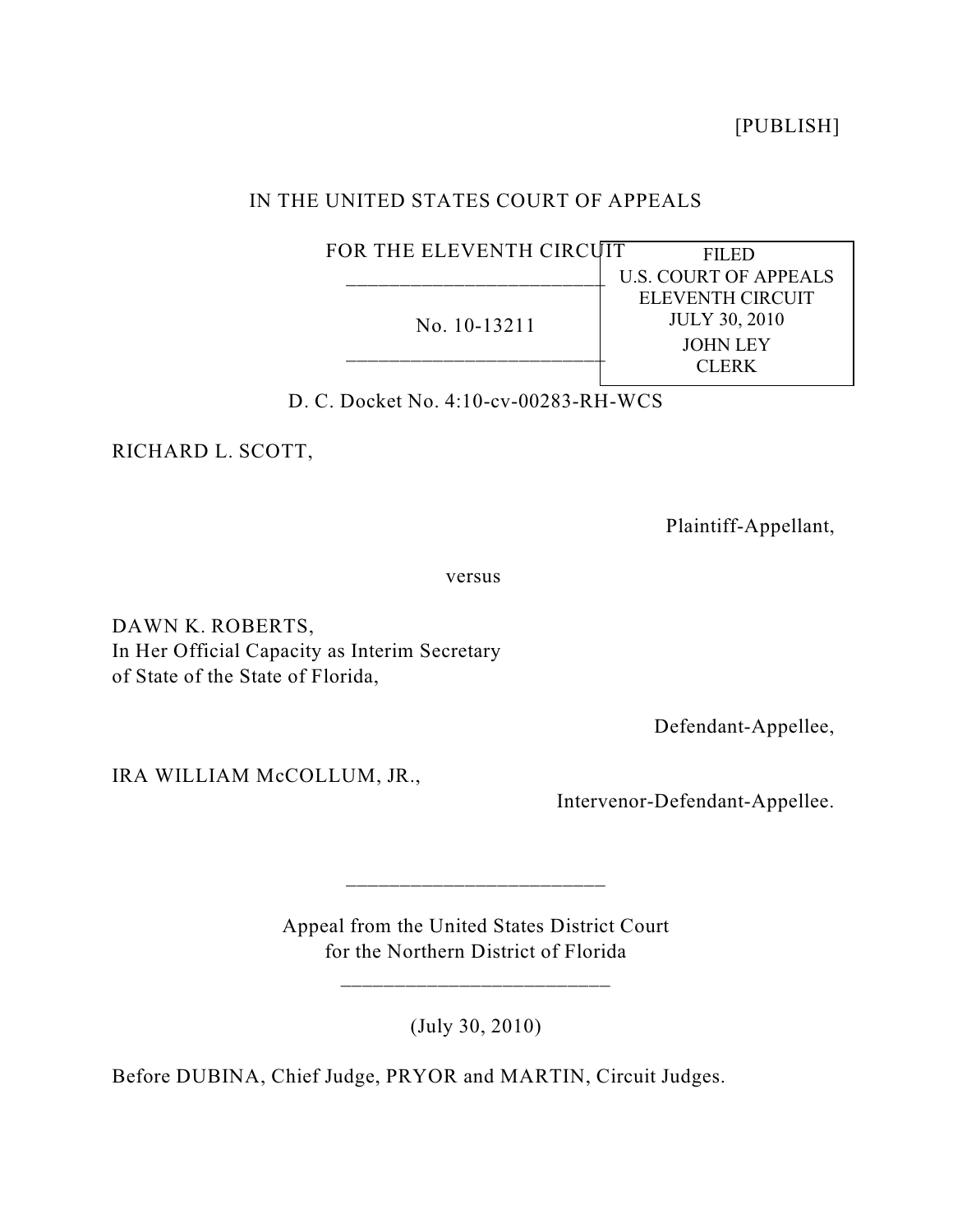[PUBLISH]

IN THE UNITED STATES COURT OF APPEALS

FOR THE ELEVENTH CIRCUIT

No. 10-13211

FILED
U.S. COURT OF APPEALS
ELEVENTH CIRCUIT
JULY 30, 2010
JOHN LEY
CLERK

D. C. Docket No. 4:10-cv-00283-RH-WCS

RICHARD L. SCOTT,

Plaintiff-Appellant,

versus

DAWN K. ROBERTS,
In Her Official Capacity as Interim Secretary of State of the State of Florida,

Defendant-Appellee,

IRA WILLIAM McCOLLUM, JR.,

Intervenor-Defendant-Appellee.

Appeal from the United States District Court
for the Northern District of Florida

(July 30, 2010)

Before DUBINA, Chief Judge, PRYOR and MARTIN, Circuit Judges.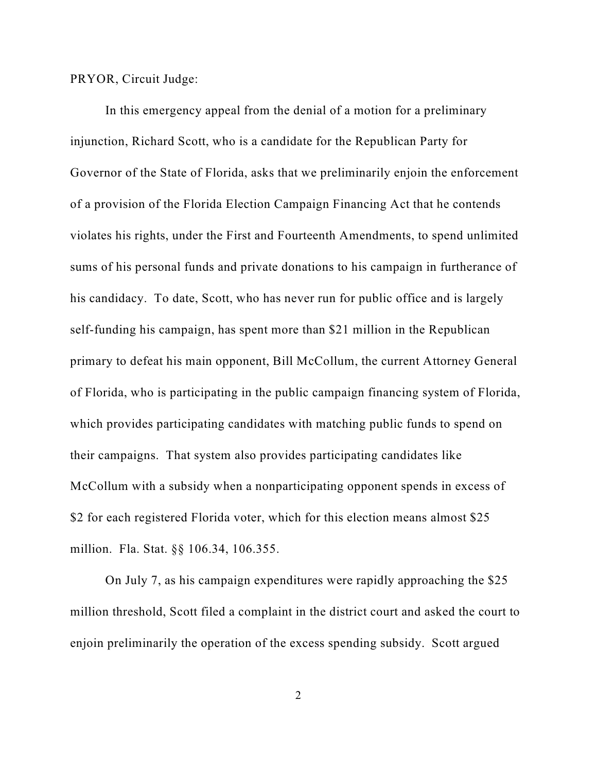PRYOR, Circuit Judge:

In this emergency appeal from the denial of a motion for a preliminary injunction, Richard Scott, who is a candidate for the Republican Party for Governor of the State of Florida, asks that we preliminarily enjoin the enforcement of a provision of the Florida Election Campaign Financing Act that he contends violates his rights, under the First and Fourteenth Amendments, to spend unlimited sums of his personal funds and private donations to his campaign in furtherance of his candidacy. To date, Scott, who has never run for public office and is largely self-funding his campaign, has spent more than $21 million in the Republican primary to defeat his main opponent, Bill McCollum, the current Attorney General of Florida, who is participating in the public campaign financing system of Florida, which provides participating candidates with matching public funds to spend on their campaigns. That system also provides participating candidates like McCollum with a subsidy when a nonparticipating opponent spends in excess of $2 for each registered Florida voter, which for this election means almost $25 million. Fla. Stat. §§ 106.34, 106.355.

On July 7, as his campaign expenditures were rapidly approaching the $25 million threshold, Scott filed a complaint in the district court and asked the court to enjoin preliminarily the operation of the excess spending subsidy. Scott argued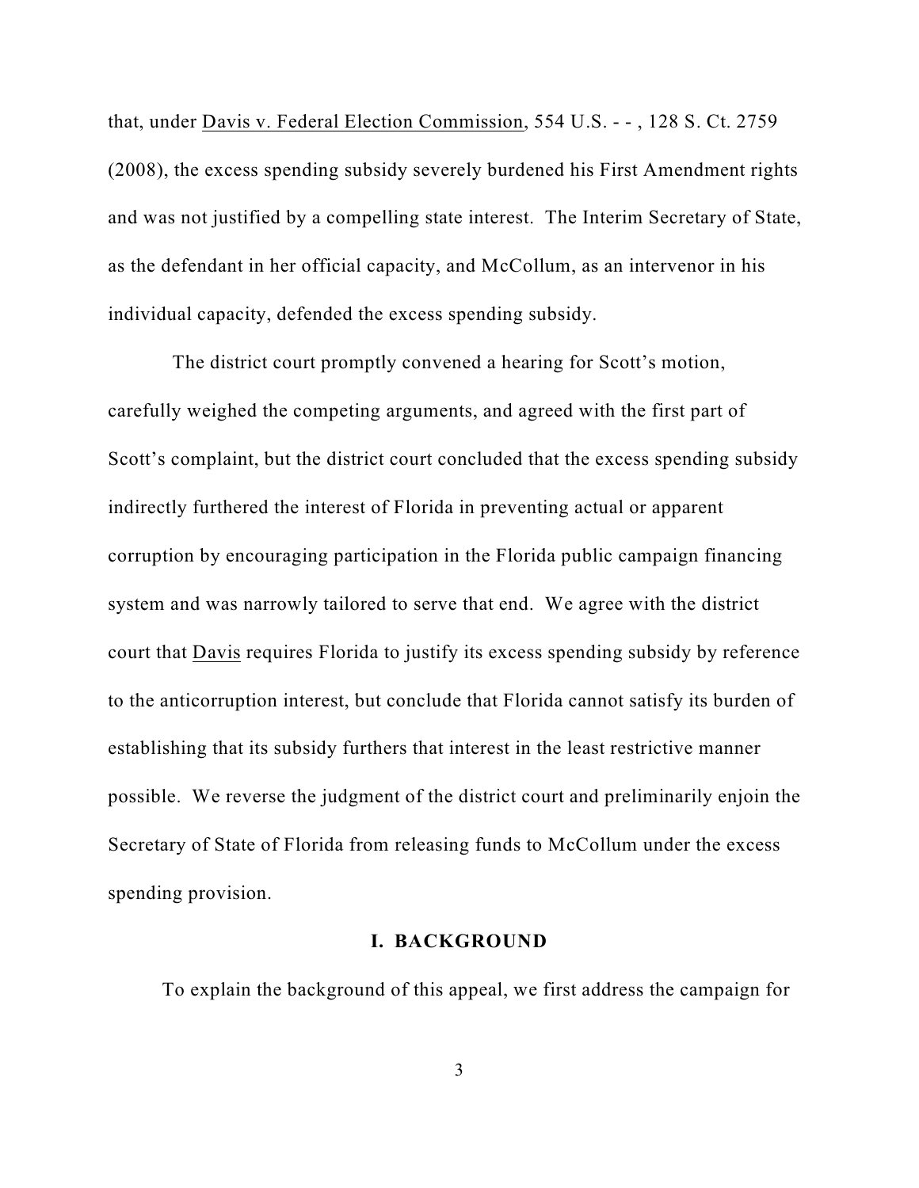that, under Davis v. Federal Election Commission, 554 U.S. - - , 128 S. Ct. 2759 (2008), the excess spending subsidy severely burdened his First Amendment rights and was not justified by a compelling state interest. The Interim Secretary of State, as the defendant in her official capacity, and McCollum, as an intervenor in his individual capacity, defended the excess spending subsidy.

The district court promptly convened a hearing for Scott's motion, carefully weighed the competing arguments, and agreed with the first part of Scott's complaint, but the district court concluded that the excess spending subsidy indirectly furthered the interest of Florida in preventing actual or apparent corruption by encouraging participation in the Florida public campaign financing system and was narrowly tailored to serve that end. We agree with the district court that Davis requires Florida to justify its excess spending subsidy by reference to the anticorruption interest, but conclude that Florida cannot satisfy its burden of establishing that its subsidy furthers that interest in the least restrictive manner possible. We reverse the judgment of the district court and preliminarily enjoin the Secretary of State of Florida from releasing funds to McCollum under the excess spending provision.

## I. BACKGROUND

To explain the background of this appeal, we first address the campaign for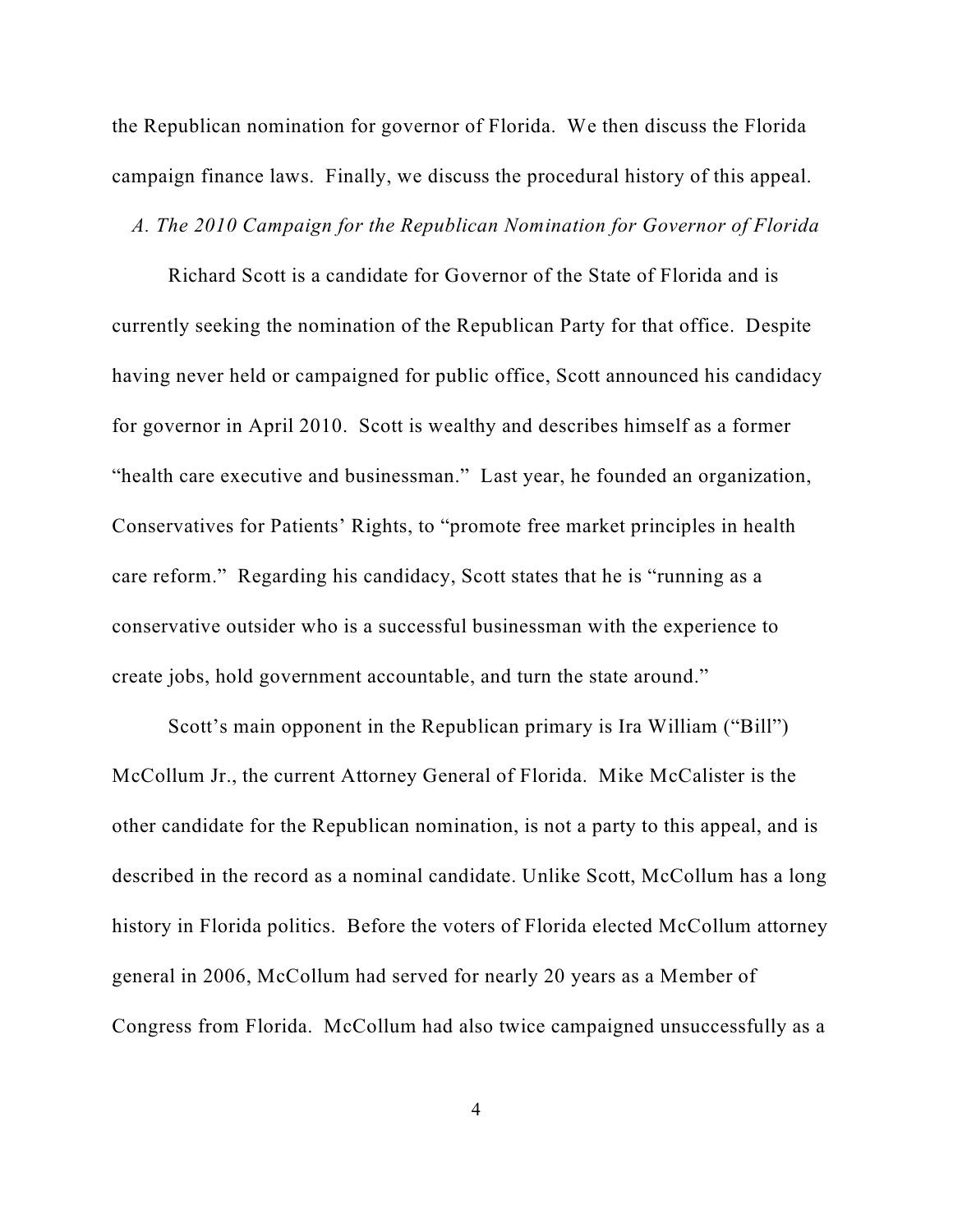the Republican nomination for governor of Florida. We then discuss the Florida campaign finance laws. Finally, we discuss the procedural history of this appeal.

### *A. The 2010 Campaign for the Republican Nomination for Governor of Florida*

Richard Scott is a candidate for Governor of the State of Florida and is currently seeking the nomination of the Republican Party for that office. Despite having never held or campaigned for public office, Scott announced his candidacy for governor in April 2010. Scott is wealthy and describes himself as a former "health care executive and businessman." Last year, he founded an organization, Conservatives for Patients' Rights, to "promote free market principles in health care reform." Regarding his candidacy, Scott states that he is "running as a conservative outsider who is a successful businessman with the experience to create jobs, hold government accountable, and turn the state around."

Scott's main opponent in the Republican primary is Ira William ("Bill") McCollum Jr., the current Attorney General of Florida. Mike McCalister is the other candidate for the Republican nomination, is not a party to this appeal, and is described in the record as a nominal candidate. Unlike Scott, McCollum has a long history in Florida politics. Before the voters of Florida elected McCollum attorney general in 2006, McCollum had served for nearly 20 years as a Member of Congress from Florida. McCollum had also twice campaigned unsuccessfully as a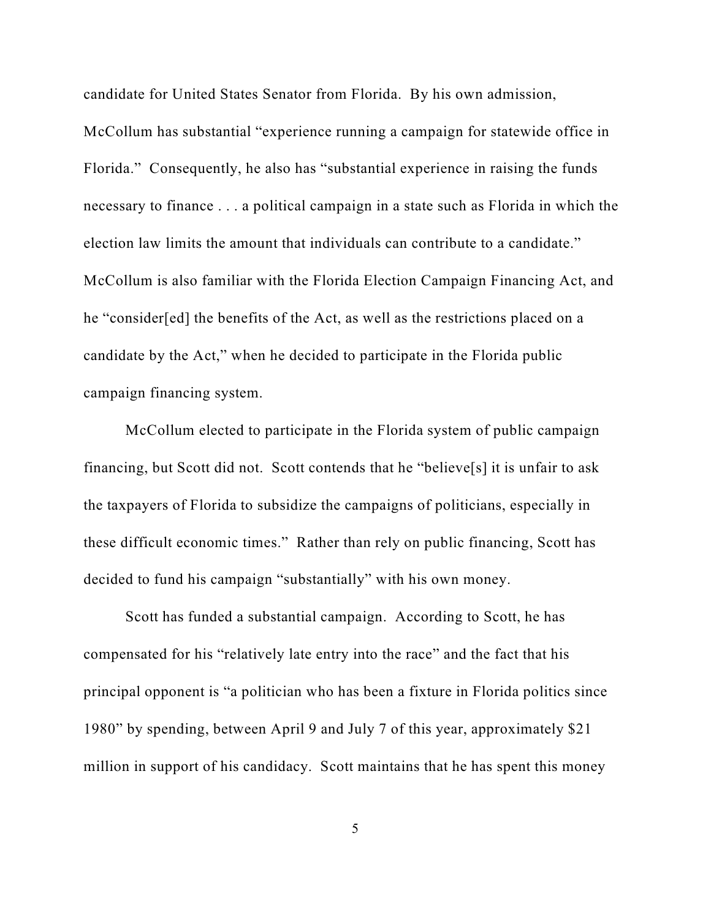candidate for United States Senator from Florida. By his own admission, McCollum has substantial "experience running a campaign for statewide office in Florida." Consequently, he also has "substantial experience in raising the funds necessary to finance . . . a political campaign in a state such as Florida in which the election law limits the amount that individuals can contribute to a candidate." McCollum is also familiar with the Florida Election Campaign Financing Act, and he "consider[ed] the benefits of the Act, as well as the restrictions placed on a candidate by the Act," when he decided to participate in the Florida public campaign financing system.

McCollum elected to participate in the Florida system of public campaign financing, but Scott did not. Scott contends that he "believe[s] it is unfair to ask the taxpayers of Florida to subsidize the campaigns of politicians, especially in these difficult economic times." Rather than rely on public financing, Scott has decided to fund his campaign "substantially" with his own money.

Scott has funded a substantial campaign. According to Scott, he has compensated for his "relatively late entry into the race" and the fact that his principal opponent is "a politician who has been a fixture in Florida politics since 1980" by spending, between April 9 and July 7 of this year, approximately $21 million in support of his candidacy. Scott maintains that he has spent this money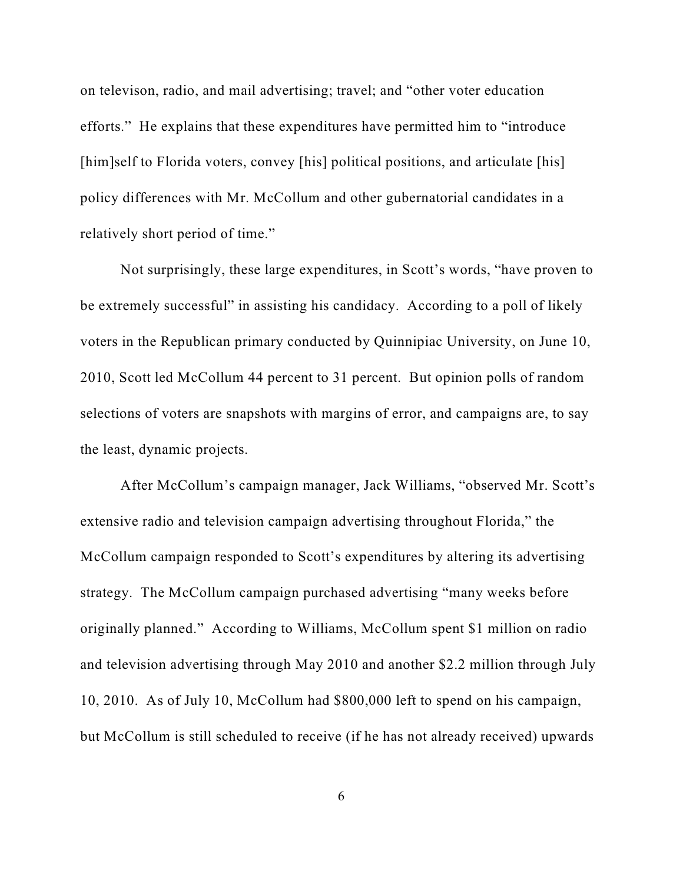on televison, radio, and mail advertising; travel; and "other voter education efforts." He explains that these expenditures have permitted him to "introduce [him]self to Florida voters, convey [his] political positions, and articulate [his] policy differences with Mr. McCollum and other gubernatorial candidates in a relatively short period of time."

Not surprisingly, these large expenditures, in Scott's words, "have proven to be extremely successful" in assisting his candidacy. According to a poll of likely voters in the Republican primary conducted by Quinnipiac University, on June 10, 2010, Scott led McCollum 44 percent to 31 percent. But opinion polls of random selections of voters are snapshots with margins of error, and campaigns are, to say the least, dynamic projects.

After McCollum's campaign manager, Jack Williams, "observed Mr. Scott's extensive radio and television campaign advertising throughout Florida," the McCollum campaign responded to Scott's expenditures by altering its advertising strategy. The McCollum campaign purchased advertising "many weeks before originally planned." According to Williams, McCollum spent $1 million on radio and television advertising through May 2010 and another $2.2 million through July 10, 2010. As of July 10, McCollum had $800,000 left to spend on his campaign, but McCollum is still scheduled to receive (if he has not already received) upwards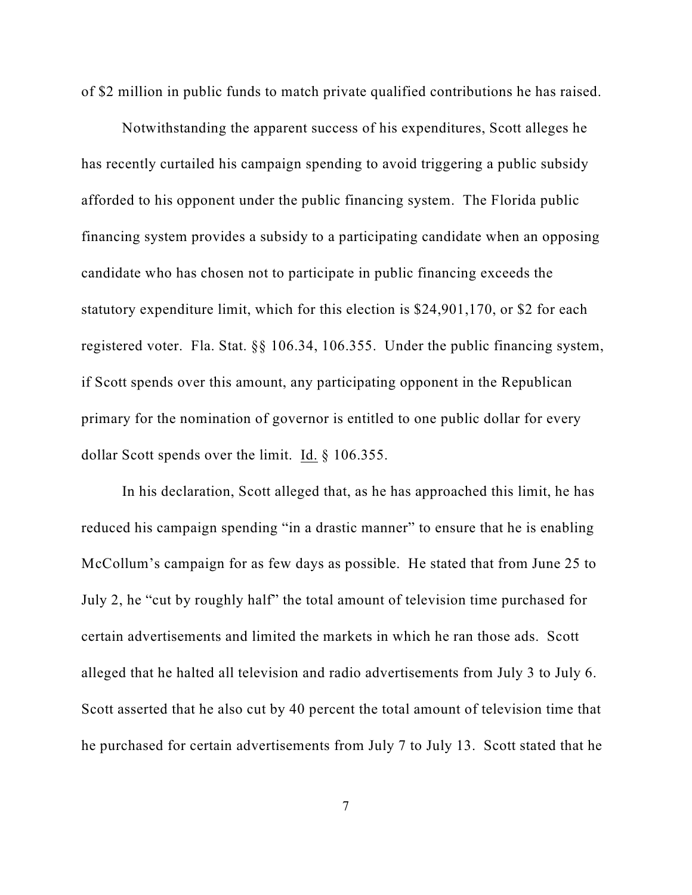of $2 million in public funds to match private qualified contributions he has raised.

Notwithstanding the apparent success of his expenditures, Scott alleges he has recently curtailed his campaign spending to avoid triggering a public subsidy afforded to his opponent under the public financing system. The Florida public financing system provides a subsidy to a participating candidate when an opposing candidate who has chosen not to participate in public financing exceeds the statutory expenditure limit, which for this election is $24,901,170, or $2 for each registered voter. Fla. Stat. §§ 106.34, 106.355. Under the public financing system, if Scott spends over this amount, any participating opponent in the Republican primary for the nomination of governor is entitled to one public dollar for every dollar Scott spends over the limit. Id. § 106.355.

In his declaration, Scott alleged that, as he has approached this limit, he has reduced his campaign spending "in a drastic manner" to ensure that he is enabling McCollum's campaign for as few days as possible. He stated that from June 25 to July 2, he "cut by roughly half" the total amount of television time purchased for certain advertisements and limited the markets in which he ran those ads. Scott alleged that he halted all television and radio advertisements from July 3 to July 6. Scott asserted that he also cut by 40 percent the total amount of television time that he purchased for certain advertisements from July 7 to July 13. Scott stated that he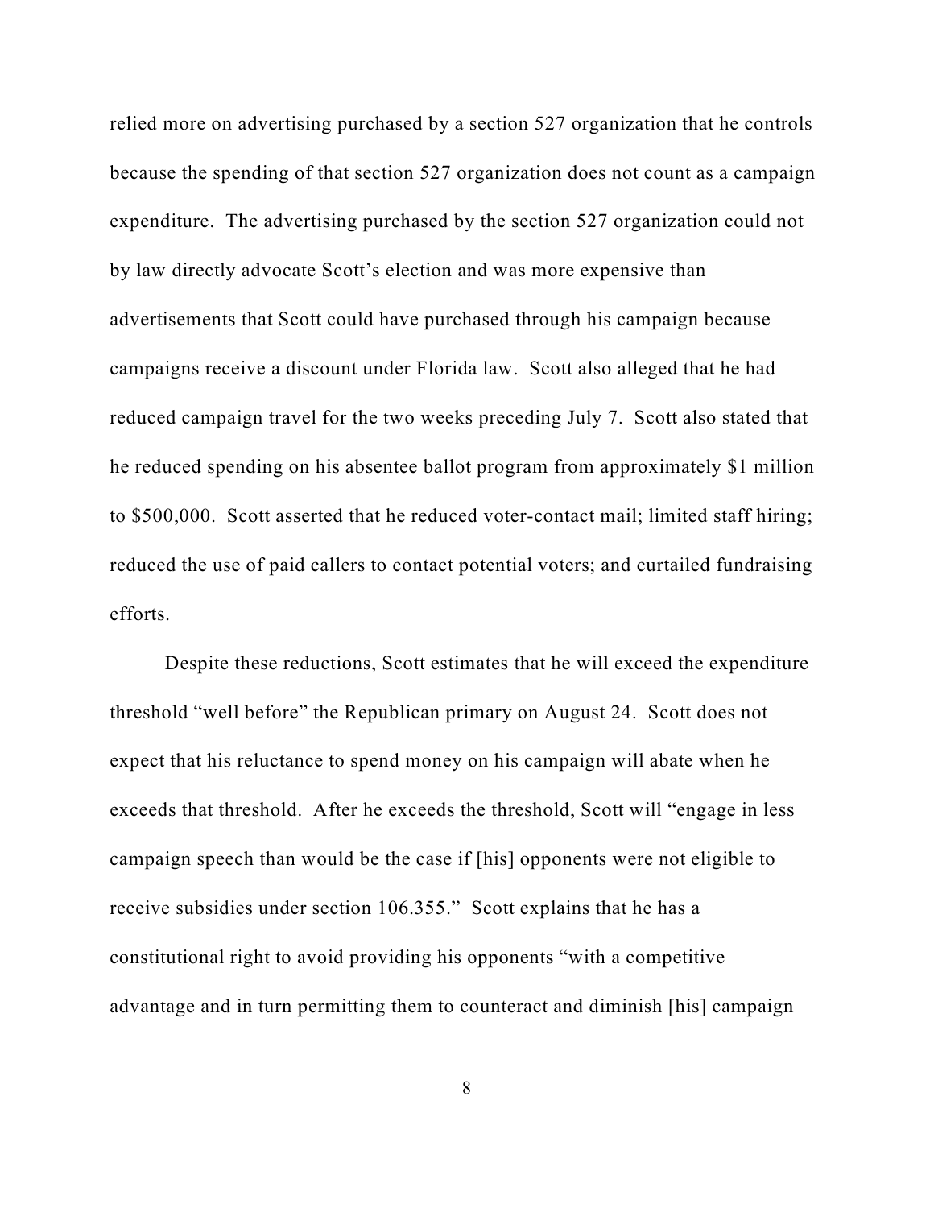relied more on advertising purchased by a section 527 organization that he controls because the spending of that section 527 organization does not count as a campaign expenditure. The advertising purchased by the section 527 organization could not by law directly advocate Scott's election and was more expensive than advertisements that Scott could have purchased through his campaign because campaigns receive a discount under Florida law. Scott also alleged that he had reduced campaign travel for the two weeks preceding July 7. Scott also stated that he reduced spending on his absentee ballot program from approximately $1 million to $500,000. Scott asserted that he reduced voter-contact mail; limited staff hiring; reduced the use of paid callers to contact potential voters; and curtailed fundraising efforts.

Despite these reductions, Scott estimates that he will exceed the expenditure threshold "well before" the Republican primary on August 24. Scott does not expect that his reluctance to spend money on his campaign will abate when he exceeds that threshold. After he exceeds the threshold, Scott will "engage in less campaign speech than would be the case if [his] opponents were not eligible to receive subsidies under section 106.355." Scott explains that he has a constitutional right to avoid providing his opponents "with a competitive advantage and in turn permitting them to counteract and diminish [his] campaign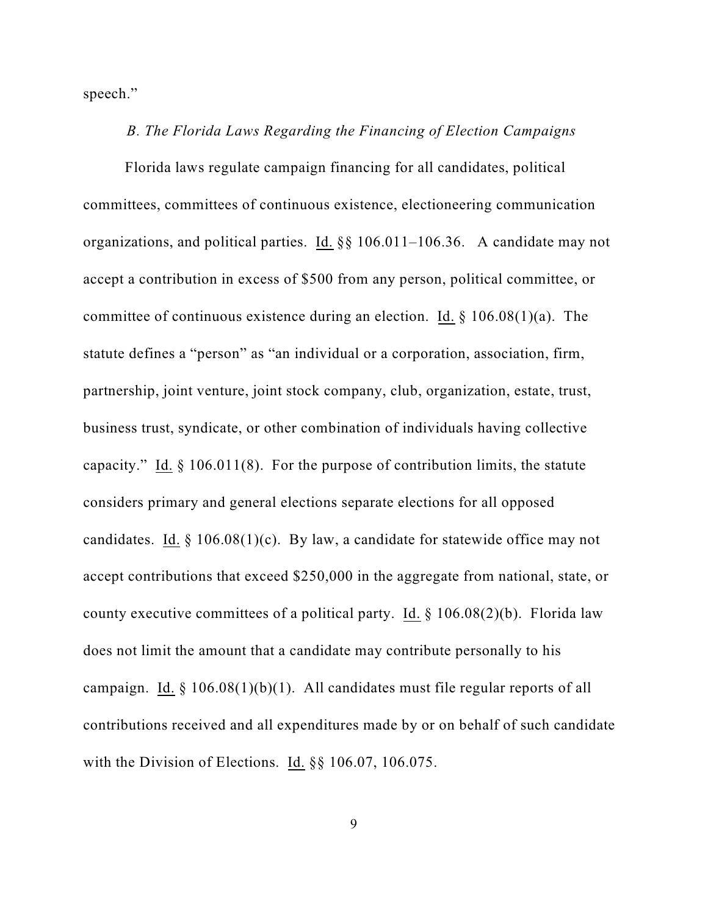speech."

### *B. The Florida Laws Regarding the Financing of Election Campaigns*

Florida laws regulate campaign financing for all candidates, political committees, committees of continuous existence, electioneering communication organizations, and political parties. Id. §§ 106.011–106.36. A candidate may not accept a contribution in excess of $500 from any person, political committee, or committee of continuous existence during an election. Id. § 106.08(1)(a). The statute defines a "person" as "an individual or a corporation, association, firm, partnership, joint venture, joint stock company, club, organization, estate, trust, business trust, syndicate, or other combination of individuals having collective capacity." Id. § 106.011(8). For the purpose of contribution limits, the statute considers primary and general elections separate elections for all opposed candidates. Id. § 106.08(1)(c). By law, a candidate for statewide office may not accept contributions that exceed $250,000 in the aggregate from national, state, or county executive committees of a political party. Id. § 106.08(2)(b). Florida law does not limit the amount that a candidate may contribute personally to his campaign. Id. § 106.08(1)(b)(1). All candidates must file regular reports of all contributions received and all expenditures made by or on behalf of such candidate with the Division of Elections. Id. §§ 106.07, 106.075.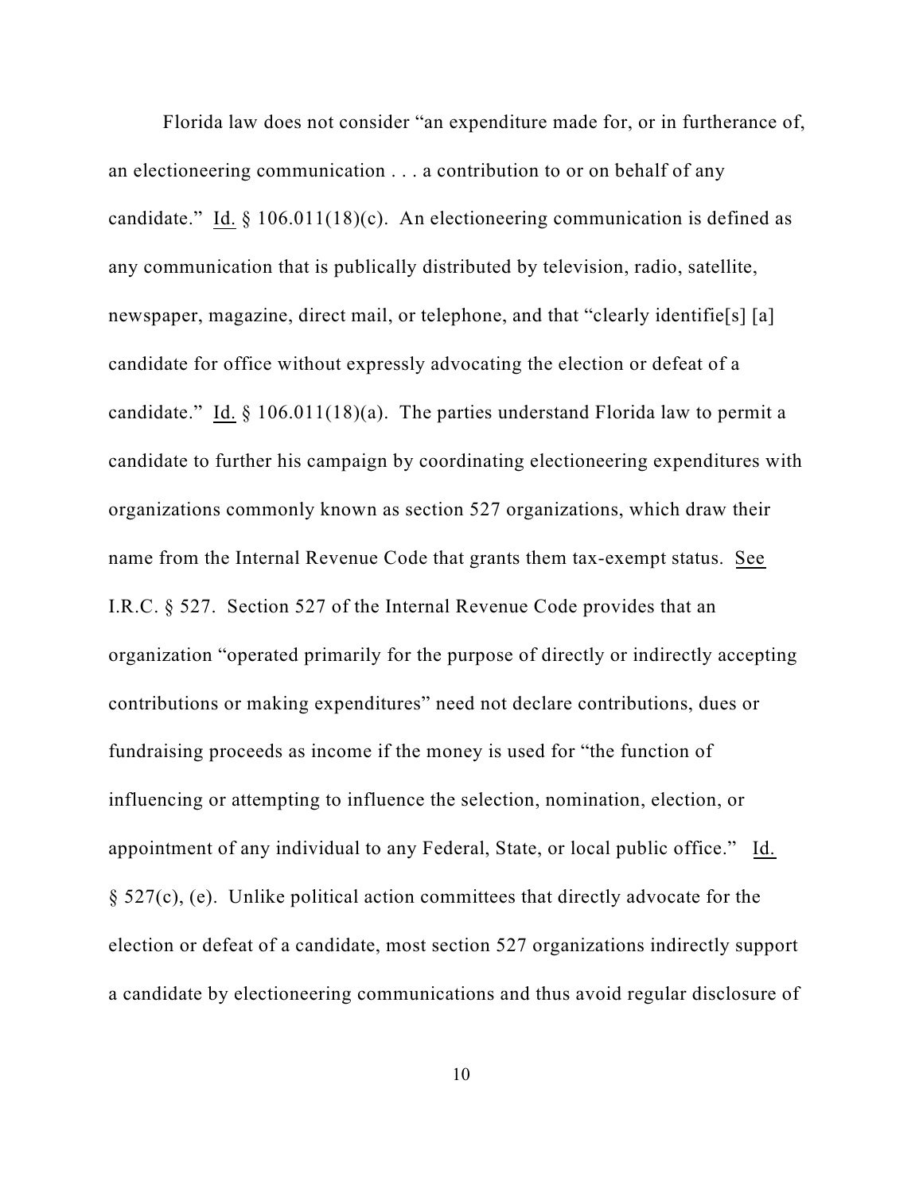Florida law does not consider "an expenditure made for, or in furtherance of, an electioneering communication . . . a contribution to or on behalf of any candidate." Id. § 106.011(18)(c). An electioneering communication is defined as any communication that is publically distributed by television, radio, satellite, newspaper, magazine, direct mail, or telephone, and that "clearly identifie[s] [a] candidate for office without expressly advocating the election or defeat of a candidate." Id. § 106.011(18)(a). The parties understand Florida law to permit a candidate to further his campaign by coordinating electioneering expenditures with organizations commonly known as section 527 organizations, which draw their name from the Internal Revenue Code that grants them tax-exempt status. See I.R.C. § 527. Section 527 of the Internal Revenue Code provides that an organization "operated primarily for the purpose of directly or indirectly accepting contributions or making expenditures" need not declare contributions, dues or fundraising proceeds as income if the money is used for "the function of influencing or attempting to influence the selection, nomination, election, or appointment of any individual to any Federal, State, or local public office." Id. § 527(c), (e). Unlike political action committees that directly advocate for the election or defeat of a candidate, most section 527 organizations indirectly support a candidate by electioneering communications and thus avoid regular disclosure of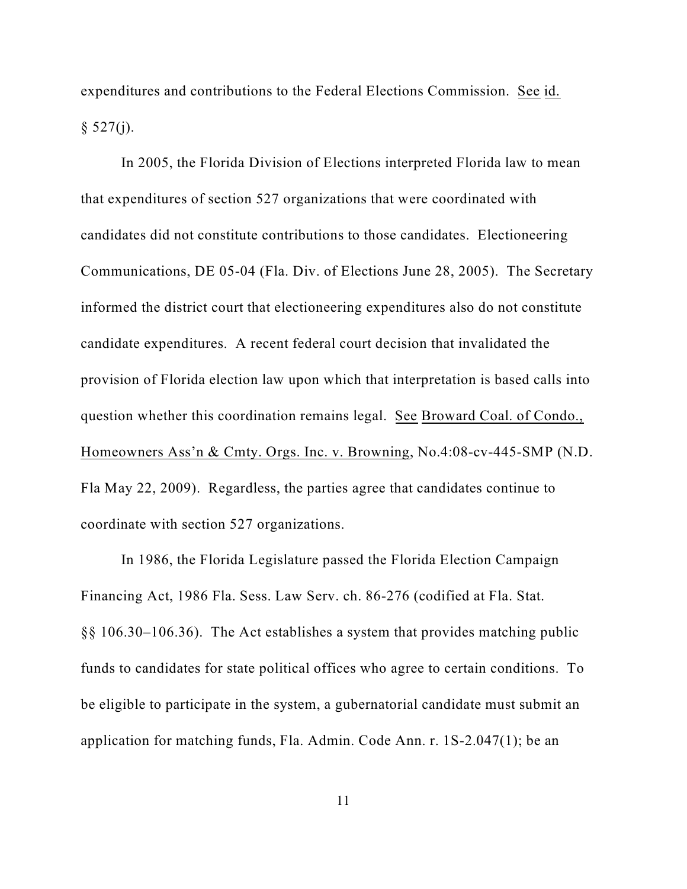expenditures and contributions to the Federal Elections Commission. See id. § 527(j).

In 2005, the Florida Division of Elections interpreted Florida law to mean that expenditures of section 527 organizations that were coordinated with candidates did not constitute contributions to those candidates. Electioneering Communications, DE 05-04 (Fla. Div. of Elections June 28, 2005). The Secretary informed the district court that electioneering expenditures also do not constitute candidate expenditures. A recent federal court decision that invalidated the provision of Florida election law upon which that interpretation is based calls into question whether this coordination remains legal. See Broward Coal. of Condo., Homeowners Ass'n & Cmty. Orgs. Inc. v. Browning, No.4:08-cv-445-SMP (N.D. Fla May 22, 2009). Regardless, the parties agree that candidates continue to coordinate with section 527 organizations.

In 1986, the Florida Legislature passed the Florida Election Campaign Financing Act, 1986 Fla. Sess. Law Serv. ch. 86-276 (codified at Fla. Stat. §§ 106.30–106.36). The Act establishes a system that provides matching public funds to candidates for state political offices who agree to certain conditions. To be eligible to participate in the system, a gubernatorial candidate must submit an application for matching funds, Fla. Admin. Code Ann. r. 1S-2.047(1); be an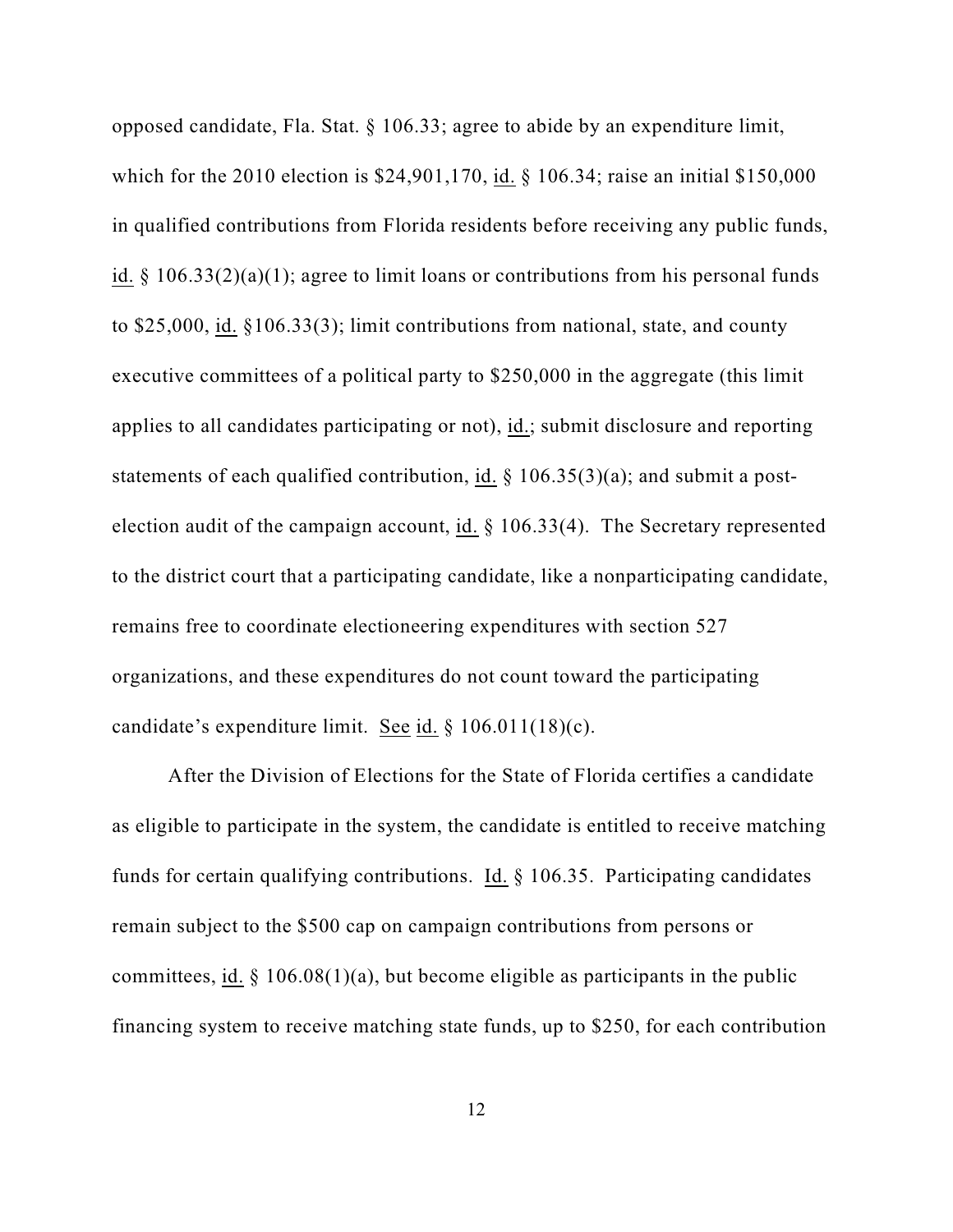opposed candidate, Fla. Stat. § 106.33; agree to abide by an expenditure limit, which for the 2010 election is $24,901,170, id. § 106.34; raise an initial $150,000 in qualified contributions from Florida residents before receiving any public funds, id. § 106.33(2)(a)(1); agree to limit loans or contributions from his personal funds to $25,000, id. §106.33(3); limit contributions from national, state, and county executive committees of a political party to $250,000 in the aggregate (this limit applies to all candidates participating or not), id.; submit disclosure and reporting statements of each qualified contribution, id. § 106.35(3)(a); and submit a post-election audit of the campaign account, id. § 106.33(4). The Secretary represented to the district court that a participating candidate, like a nonparticipating candidate, remains free to coordinate electioneering expenditures with section 527 organizations, and these expenditures do not count toward the participating candidate's expenditure limit. See id. § 106.011(18)(c).

After the Division of Elections for the State of Florida certifies a candidate as eligible to participate in the system, the candidate is entitled to receive matching funds for certain qualifying contributions. Id. § 106.35. Participating candidates remain subject to the $500 cap on campaign contributions from persons or committees, id. § 106.08(1)(a), but become eligible as participants in the public financing system to receive matching state funds, up to $250, for each contribution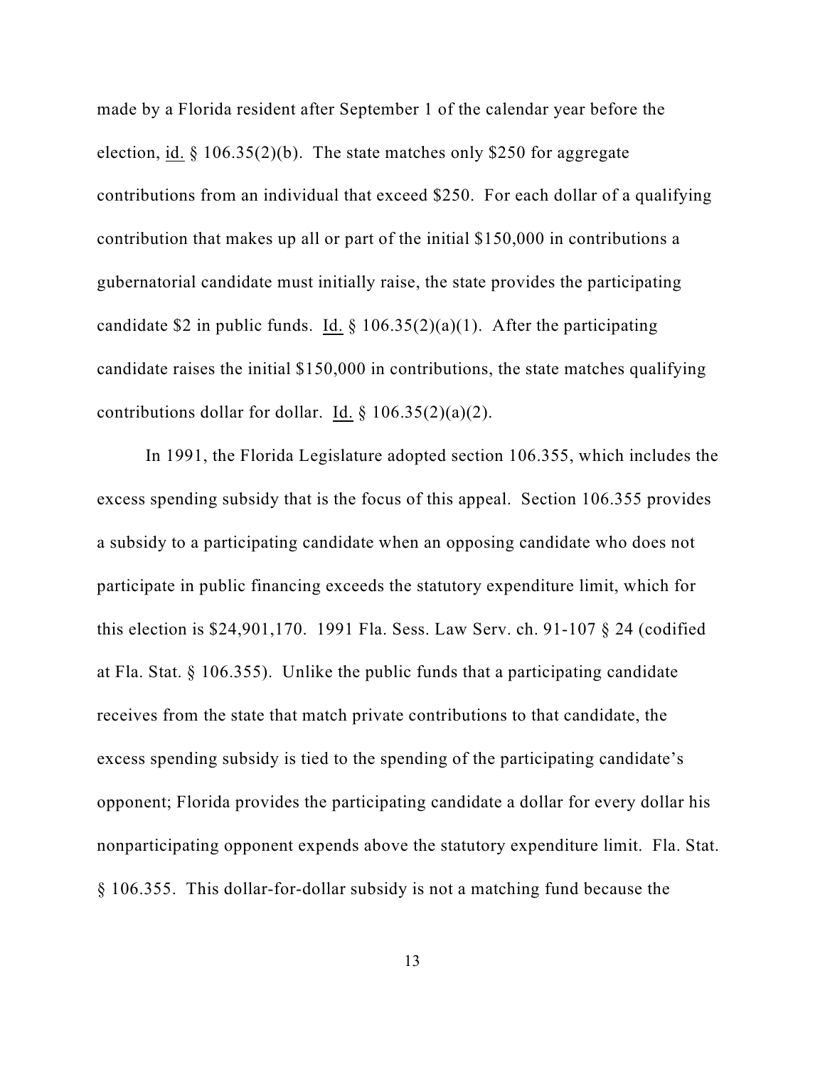made by a Florida resident after September 1 of the calendar year before the election, id. § 106.35(2)(b). The state matches only $250 for aggregate contributions from an individual that exceed $250. For each dollar of a qualifying contribution that makes up all or part of the initial $150,000 in contributions a gubernatorial candidate must initially raise, the state provides the participating candidate $2 in public funds. Id. § 106.35(2)(a)(1). After the participating candidate raises the initial $150,000 in contributions, the state matches qualifying contributions dollar for dollar. Id. § 106.35(2)(a)(2).

In 1991, the Florida Legislature adopted section 106.355, which includes the excess spending subsidy that is the focus of this appeal. Section 106.355 provides a subsidy to a participating candidate when an opposing candidate who does not participate in public financing exceeds the statutory expenditure limit, which for this election is $24,901,170. 1991 Fla. Sess. Law Serv. ch. 91-107 § 24 (codified at Fla. Stat. § 106.355). Unlike the public funds that a participating candidate receives from the state that match private contributions to that candidate, the excess spending subsidy is tied to the spending of the participating candidate's opponent; Florida provides the participating candidate a dollar for every dollar his nonparticipating opponent expends above the statutory expenditure limit. Fla. Stat. § 106.355. This dollar-for-dollar subsidy is not a matching fund because the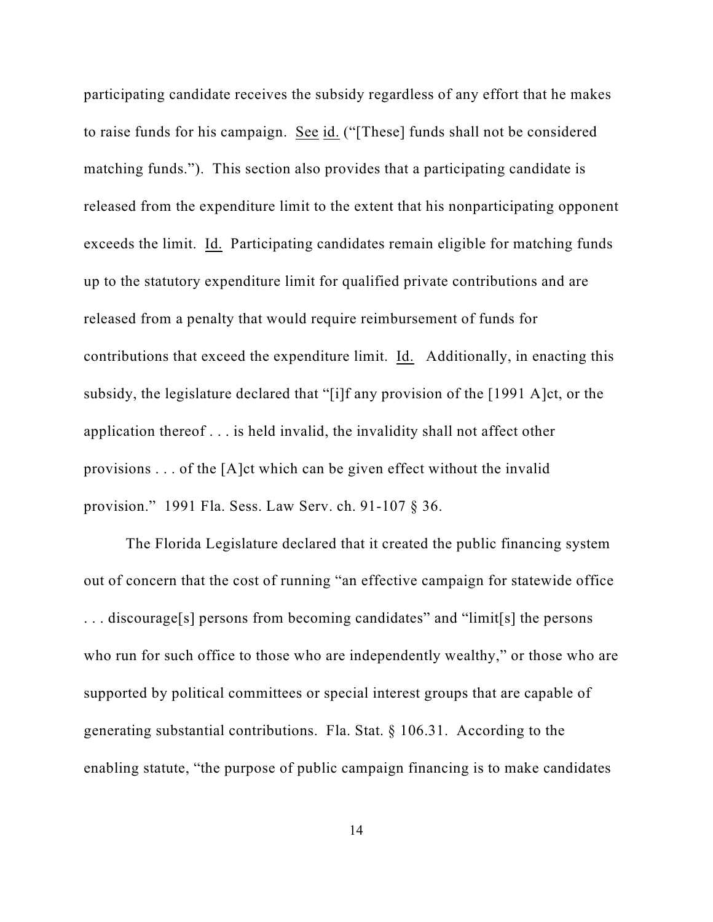participating candidate receives the subsidy regardless of any effort that he makes to raise funds for his campaign. See id. ("[These] funds shall not be considered matching funds."). This section also provides that a participating candidate is released from the expenditure limit to the extent that his nonparticipating opponent exceeds the limit. Id. Participating candidates remain eligible for matching funds up to the statutory expenditure limit for qualified private contributions and are released from a penalty that would require reimbursement of funds for contributions that exceed the expenditure limit. Id. Additionally, in enacting this subsidy, the legislature declared that "[i]f any provision of the [1991 A]ct, or the application thereof . . . is held invalid, the invalidity shall not affect other provisions . . . of the [A]ct which can be given effect without the invalid provision." 1991 Fla. Sess. Law Serv. ch. 91-107 § 36.

The Florida Legislature declared that it created the public financing system out of concern that the cost of running "an effective campaign for statewide office . . . discourage[s] persons from becoming candidates" and "limit[s] the persons who run for such office to those who are independently wealthy," or those who are supported by political committees or special interest groups that are capable of generating substantial contributions. Fla. Stat. § 106.31. According to the enabling statute, "the purpose of public campaign financing is to make candidates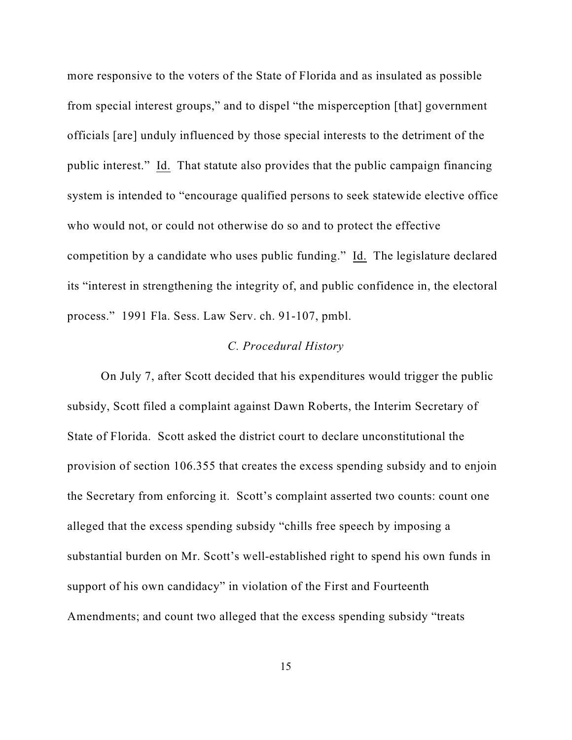more responsive to the voters of the State of Florida and as insulated as possible from special interest groups," and to dispel "the misperception [that] government officials [are] unduly influenced by those special interests to the detriment of the public interest." Id. That statute also provides that the public campaign financing system is intended to "encourage qualified persons to seek statewide elective office who would not, or could not otherwise do so and to protect the effective competition by a candidate who uses public funding." Id. The legislature declared its "interest in strengthening the integrity of, and public confidence in, the electoral process." 1991 Fla. Sess. Law Serv. ch. 91-107, pmbl.

### *C. Procedural History*

On July 7, after Scott decided that his expenditures would trigger the public subsidy, Scott filed a complaint against Dawn Roberts, the Interim Secretary of State of Florida. Scott asked the district court to declare unconstitutional the provision of section 106.355 that creates the excess spending subsidy and to enjoin the Secretary from enforcing it. Scott's complaint asserted two counts: count one alleged that the excess spending subsidy "chills free speech by imposing a substantial burden on Mr. Scott's well-established right to spend his own funds in support of his own candidacy" in violation of the First and Fourteenth Amendments; and count two alleged that the excess spending subsidy "treats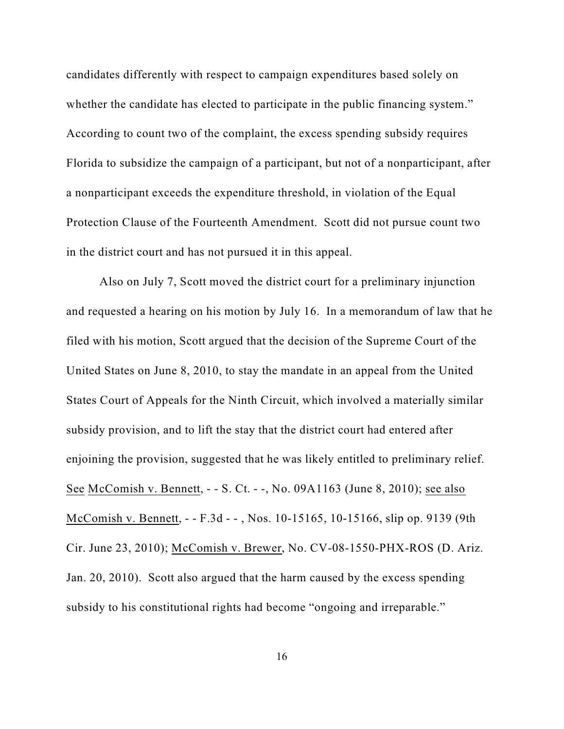candidates differently with respect to campaign expenditures based solely on whether the candidate has elected to participate in the public financing system." According to count two of the complaint, the excess spending subsidy requires Florida to subsidize the campaign of a participant, but not of a nonparticipant, after a nonparticipant exceeds the expenditure threshold, in violation of the Equal Protection Clause of the Fourteenth Amendment. Scott did not pursue count two in the district court and has not pursued it in this appeal.

Also on July 7, Scott moved the district court for a preliminary injunction and requested a hearing on his motion by July 16. In a memorandum of law that he filed with his motion, Scott argued that the decision of the Supreme Court of the United States on June 8, 2010, to stay the mandate in an appeal from the United States Court of Appeals for the Ninth Circuit, which involved a materially similar subsidy provision, and to lift the stay that the district court had entered after enjoining the provision, suggested that he was likely entitled to preliminary relief. See McComish v. Bennett, - - S. Ct. - -, No. 09A1163 (June 8, 2010); see also McComish v. Bennett, - - F.3d - - , Nos. 10-15165, 10-15166, slip op. 9139 (9th Cir. June 23, 2010); McComish v. Brewer, No. CV-08-1550-PHX-ROS (D. Ariz. Jan. 20, 2010). Scott also argued that the harm caused by the excess spending subsidy to his constitutional rights had become "ongoing and irreparable."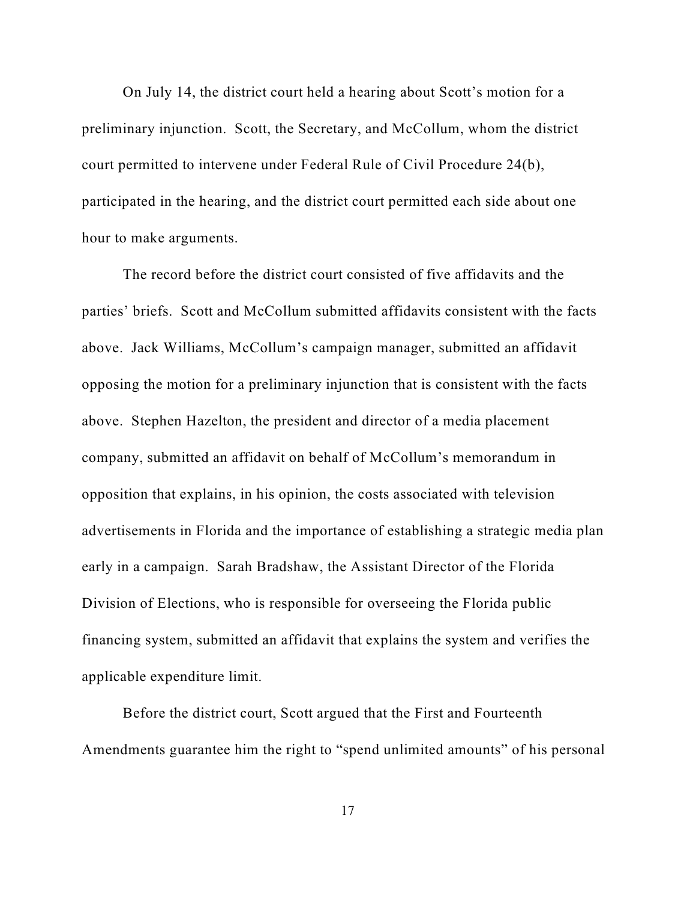On July 14, the district court held a hearing about Scott's motion for a preliminary injunction. Scott, the Secretary, and McCollum, whom the district court permitted to intervene under Federal Rule of Civil Procedure 24(b), participated in the hearing, and the district court permitted each side about one hour to make arguments.

The record before the district court consisted of five affidavits and the parties' briefs. Scott and McCollum submitted affidavits consistent with the facts above. Jack Williams, McCollum's campaign manager, submitted an affidavit opposing the motion for a preliminary injunction that is consistent with the facts above. Stephen Hazelton, the president and director of a media placement company, submitted an affidavit on behalf of McCollum's memorandum in opposition that explains, in his opinion, the costs associated with television advertisements in Florida and the importance of establishing a strategic media plan early in a campaign. Sarah Bradshaw, the Assistant Director of the Florida Division of Elections, who is responsible for overseeing the Florida public financing system, submitted an affidavit that explains the system and verifies the applicable expenditure limit.

Before the district court, Scott argued that the First and Fourteenth Amendments guarantee him the right to "spend unlimited amounts" of his personal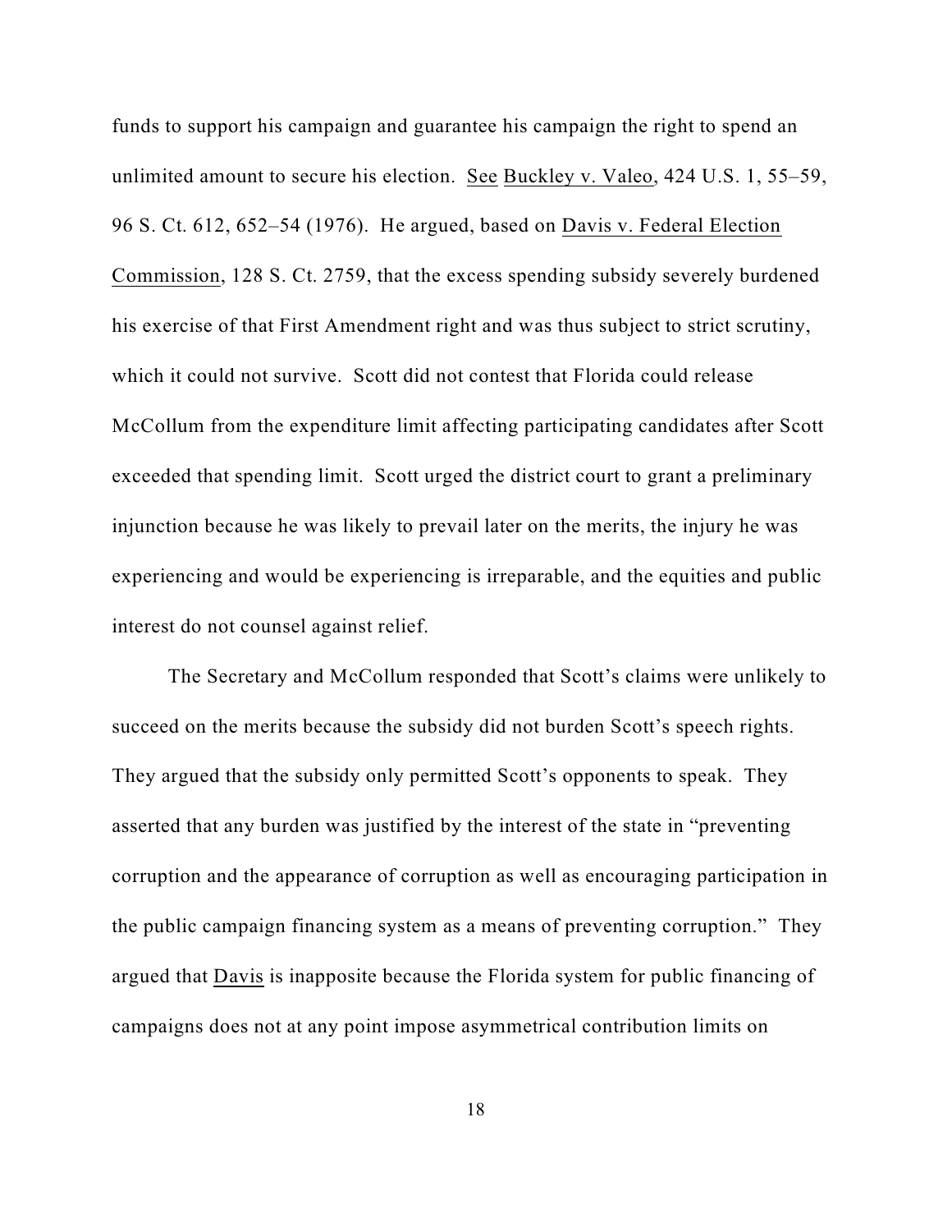funds to support his campaign and guarantee his campaign the right to spend an unlimited amount to secure his election. See Buckley v. Valeo, 424 U.S. 1, 55–59, 96 S. Ct. 612, 652–54 (1976). He argued, based on Davis v. Federal Election Commission, 128 S. Ct. 2759, that the excess spending subsidy severely burdened his exercise of that First Amendment right and was thus subject to strict scrutiny, which it could not survive. Scott did not contest that Florida could release McCollum from the expenditure limit affecting participating candidates after Scott exceeded that spending limit. Scott urged the district court to grant a preliminary injunction because he was likely to prevail later on the merits, the injury he was experiencing and would be experiencing is irreparable, and the equities and public interest do not counsel against relief.

The Secretary and McCollum responded that Scott's claims were unlikely to succeed on the merits because the subsidy did not burden Scott's speech rights. They argued that the subsidy only permitted Scott's opponents to speak. They asserted that any burden was justified by the interest of the state in "preventing corruption and the appearance of corruption as well as encouraging participation in the public campaign financing system as a means of preventing corruption." They argued that Davis is inapposite because the Florida system for public financing of campaigns does not at any point impose asymmetrical contribution limits on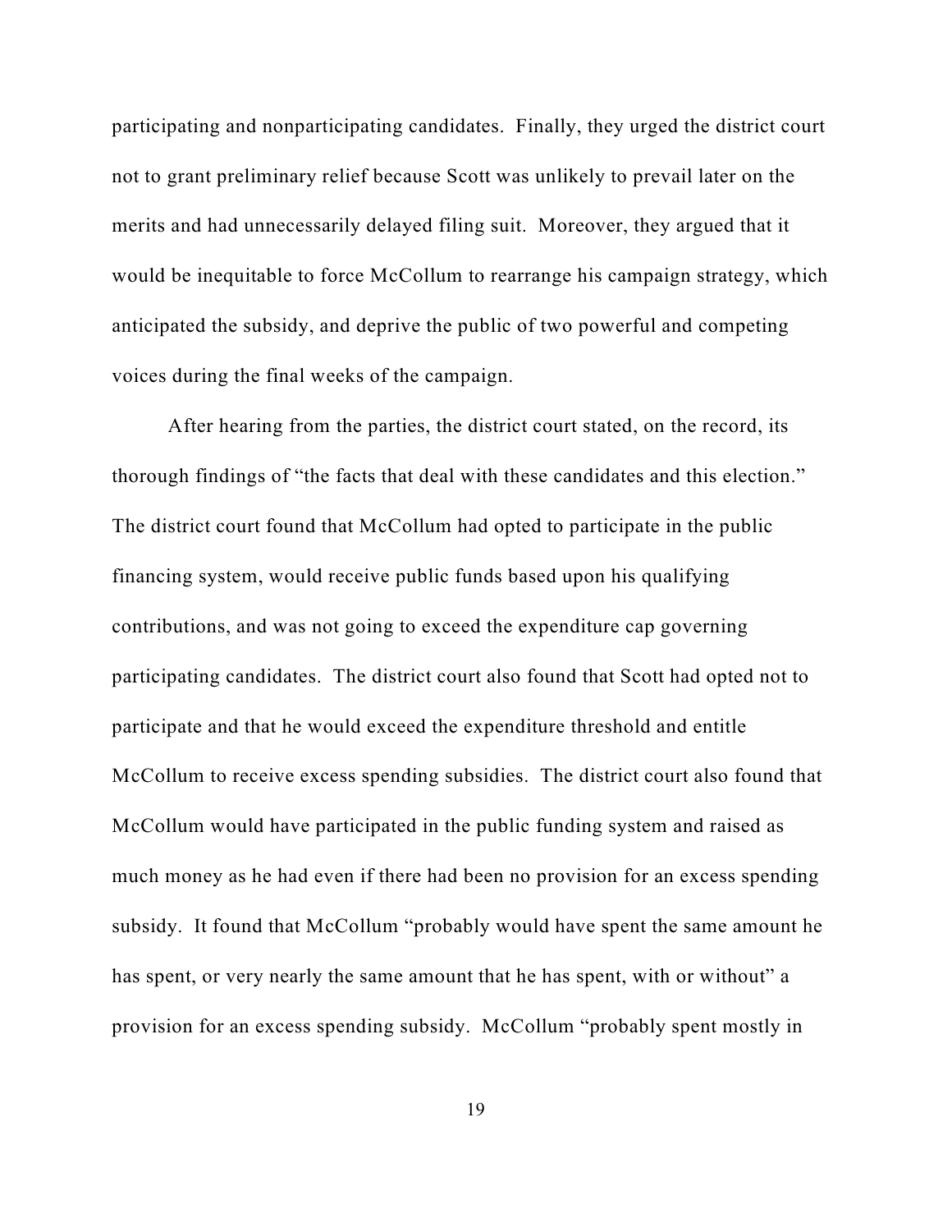participating and nonparticipating candidates. Finally, they urged the district court not to grant preliminary relief because Scott was unlikely to prevail later on the merits and had unnecessarily delayed filing suit. Moreover, they argued that it would be inequitable to force McCollum to rearrange his campaign strategy, which anticipated the subsidy, and deprive the public of two powerful and competing voices during the final weeks of the campaign.

After hearing from the parties, the district court stated, on the record, its thorough findings of "the facts that deal with these candidates and this election." The district court found that McCollum had opted to participate in the public financing system, would receive public funds based upon his qualifying contributions, and was not going to exceed the expenditure cap governing participating candidates. The district court also found that Scott had opted not to participate and that he would exceed the expenditure threshold and entitle McCollum to receive excess spending subsidies. The district court also found that McCollum would have participated in the public funding system and raised as much money as he had even if there had been no provision for an excess spending subsidy. It found that McCollum "probably would have spent the same amount he has spent, or very nearly the same amount that he has spent, with or without" a provision for an excess spending subsidy. McCollum "probably spent mostly in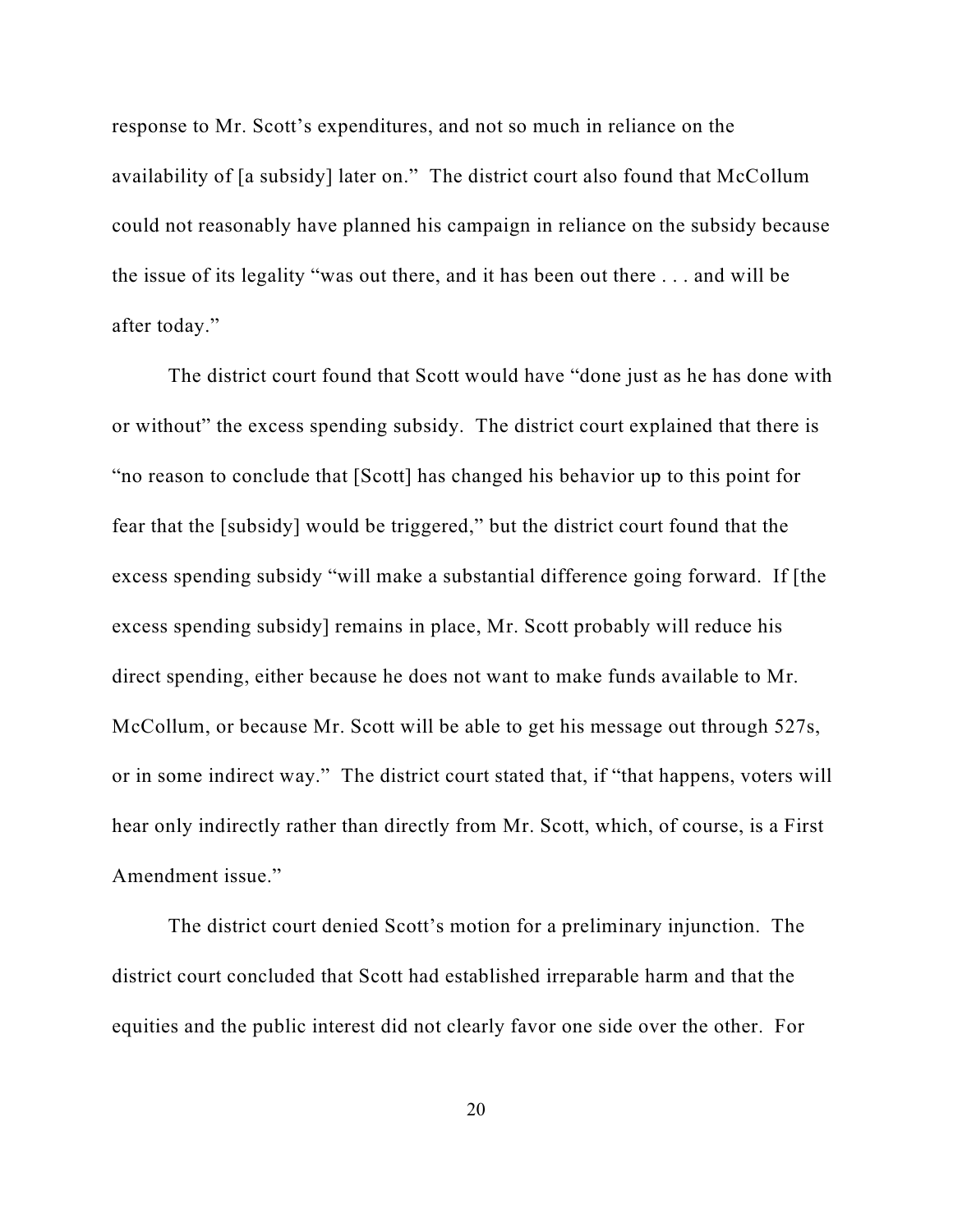response to Mr. Scott's expenditures, and not so much in reliance on the availability of [a subsidy] later on." The district court also found that McCollum could not reasonably have planned his campaign in reliance on the subsidy because the issue of its legality "was out there, and it has been out there . . . and will be after today."

The district court found that Scott would have "done just as he has done with or without" the excess spending subsidy. The district court explained that there is "no reason to conclude that [Scott] has changed his behavior up to this point for fear that the [subsidy] would be triggered," but the district court found that the excess spending subsidy "will make a substantial difference going forward. If [the excess spending subsidy] remains in place, Mr. Scott probably will reduce his direct spending, either because he does not want to make funds available to Mr. McCollum, or because Mr. Scott will be able to get his message out through 527s, or in some indirect way." The district court stated that, if "that happens, voters will hear only indirectly rather than directly from Mr. Scott, which, of course, is a First Amendment issue."

The district court denied Scott's motion for a preliminary injunction. The district court concluded that Scott had established irreparable harm and that the equities and the public interest did not clearly favor one side over the other. For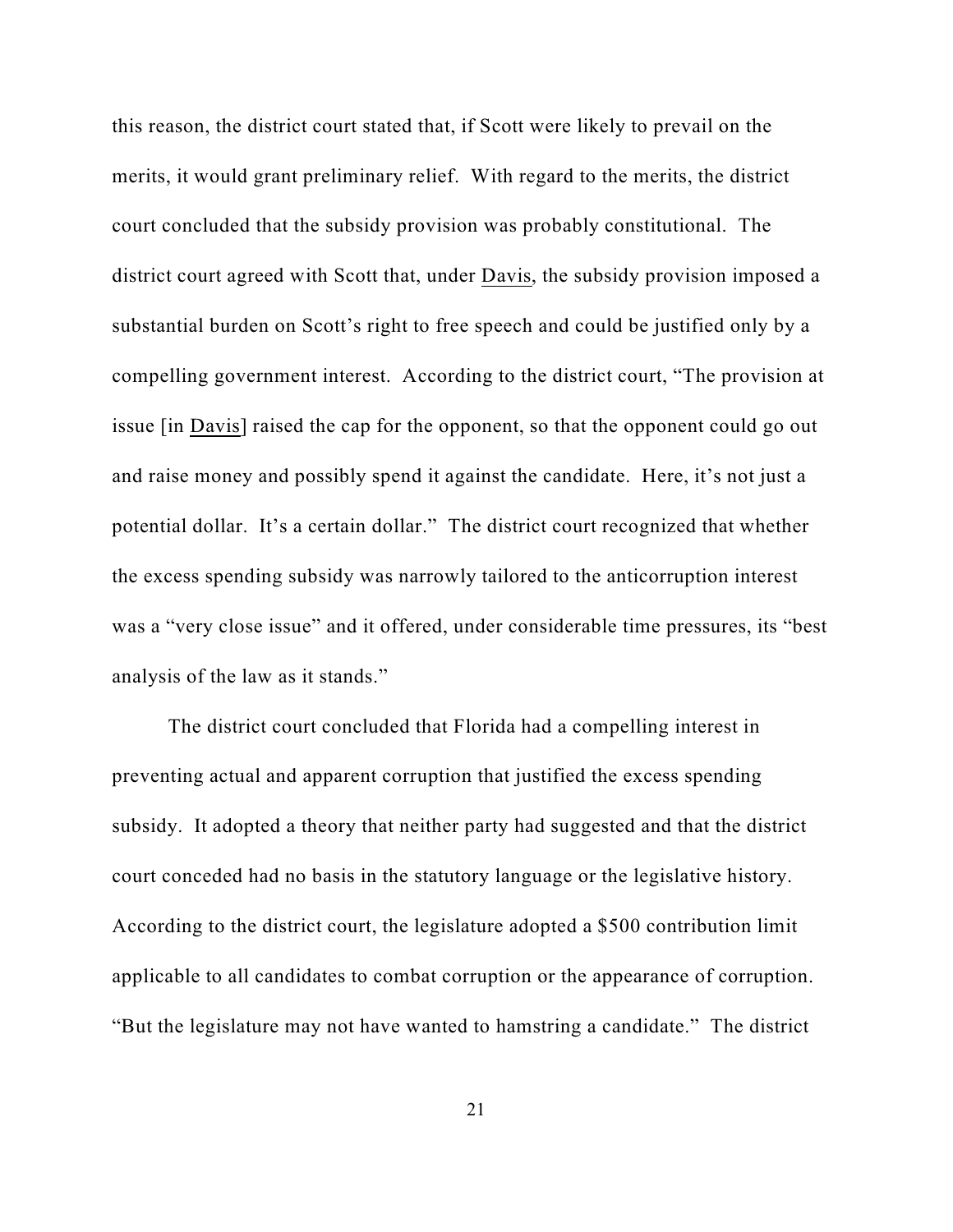this reason, the district court stated that, if Scott were likely to prevail on the merits, it would grant preliminary relief. With regard to the merits, the district court concluded that the subsidy provision was probably constitutional. The district court agreed with Scott that, under Davis, the subsidy provision imposed a substantial burden on Scott's right to free speech and could be justified only by a compelling government interest. According to the district court, "The provision at issue [in Davis] raised the cap for the opponent, so that the opponent could go out and raise money and possibly spend it against the candidate. Here, it's not just a potential dollar. It's a certain dollar." The district court recognized that whether the excess spending subsidy was narrowly tailored to the anticorruption interest was a "very close issue" and it offered, under considerable time pressures, its "best analysis of the law as it stands."

The district court concluded that Florida had a compelling interest in preventing actual and apparent corruption that justified the excess spending subsidy. It adopted a theory that neither party had suggested and that the district court conceded had no basis in the statutory language or the legislative history. According to the district court, the legislature adopted a $500 contribution limit applicable to all candidates to combat corruption or the appearance of corruption. "But the legislature may not have wanted to hamstring a candidate." The district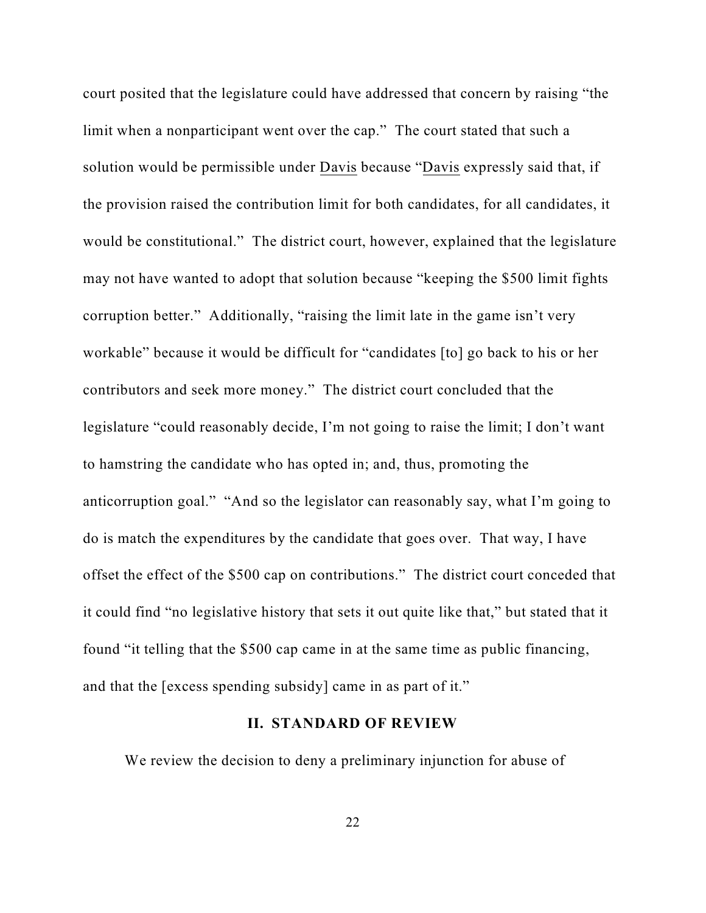court posited that the legislature could have addressed that concern by raising "the limit when a nonparticipant went over the cap." The court stated that such a solution would be permissible under Davis because "Davis expressly said that, if the provision raised the contribution limit for both candidates, for all candidates, it would be constitutional." The district court, however, explained that the legislature may not have wanted to adopt that solution because "keeping the $500 limit fights corruption better." Additionally, "raising the limit late in the game isn't very workable" because it would be difficult for "candidates [to] go back to his or her contributors and seek more money." The district court concluded that the legislature "could reasonably decide, I'm not going to raise the limit; I don't want to hamstring the candidate who has opted in; and, thus, promoting the anticorruption goal." "And so the legislator can reasonably say, what I'm going to do is match the expenditures by the candidate that goes over. That way, I have offset the effect of the $500 cap on contributions." The district court conceded that it could find "no legislative history that sets it out quite like that," but stated that it found "it telling that the $500 cap came in at the same time as public financing, and that the [excess spending subsidy] came in as part of it."

## II. STANDARD OF REVIEW

We review the decision to deny a preliminary injunction for abuse of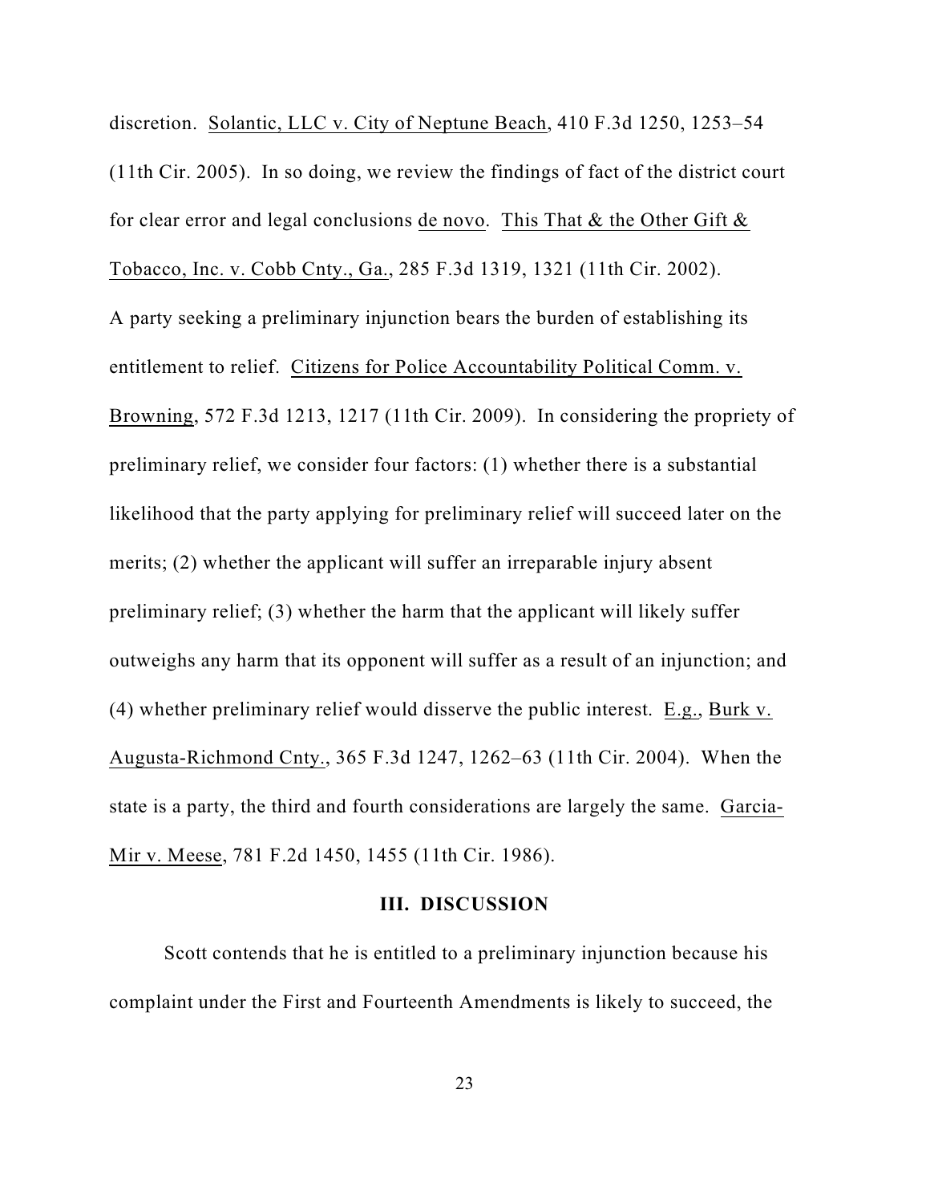discretion. Solantic, LLC v. City of Neptune Beach, 410 F.3d 1250, 1253–54 (11th Cir. 2005). In so doing, we review the findings of fact of the district court for clear error and legal conclusions de novo. This That & the Other Gift & Tobacco, Inc. v. Cobb Cnty., Ga., 285 F.3d 1319, 1321 (11th Cir. 2002).

A party seeking a preliminary injunction bears the burden of establishing its entitlement to relief. Citizens for Police Accountability Political Comm. v. Browning, 572 F.3d 1213, 1217 (11th Cir. 2009). In considering the propriety of preliminary relief, we consider four factors: (1) whether there is a substantial likelihood that the party applying for preliminary relief will succeed later on the merits; (2) whether the applicant will suffer an irreparable injury absent preliminary relief; (3) whether the harm that the applicant will likely suffer outweighs any harm that its opponent will suffer as a result of an injunction; and (4) whether preliminary relief would disserve the public interest. E.g., Burk v. Augusta-Richmond Cnty., 365 F.3d 1247, 1262–63 (11th Cir. 2004). When the state is a party, the third and fourth considerations are largely the same. Garcia-Mir v. Meese, 781 F.2d 1450, 1455 (11th Cir. 1986).

## III. DISCUSSION

Scott contends that he is entitled to a preliminary injunction because his complaint under the First and Fourteenth Amendments is likely to succeed, the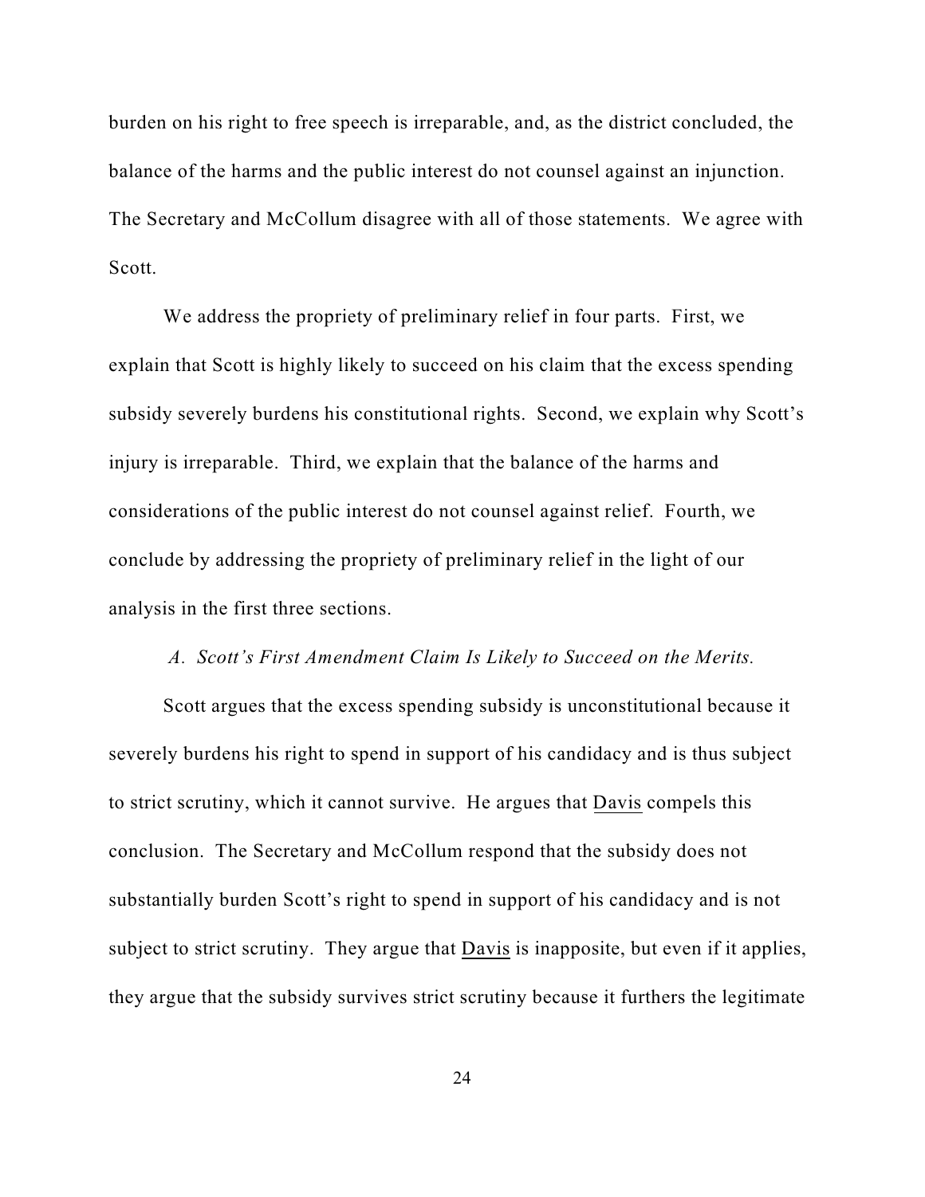burden on his right to free speech is irreparable, and, as the district concluded, the balance of the harms and the public interest do not counsel against an injunction. The Secretary and McCollum disagree with all of those statements. We agree with Scott.

We address the propriety of preliminary relief in four parts. First, we explain that Scott is highly likely to succeed on his claim that the excess spending subsidy severely burdens his constitutional rights. Second, we explain why Scott's injury is irreparable. Third, we explain that the balance of the harms and considerations of the public interest do not counsel against relief. Fourth, we conclude by addressing the propriety of preliminary relief in the light of our analysis in the first three sections.

*A. Scott's First Amendment Claim Is Likely to Succeed on the Merits.*

Scott argues that the excess spending subsidy is unconstitutional because it severely burdens his right to spend in support of his candidacy and is thus subject to strict scrutiny, which it cannot survive. He argues that Davis compels this conclusion. The Secretary and McCollum respond that the subsidy does not substantially burden Scott's right to spend in support of his candidacy and is not subject to strict scrutiny. They argue that Davis is inapposite, but even if it applies, they argue that the subsidy survives strict scrutiny because it furthers the legitimate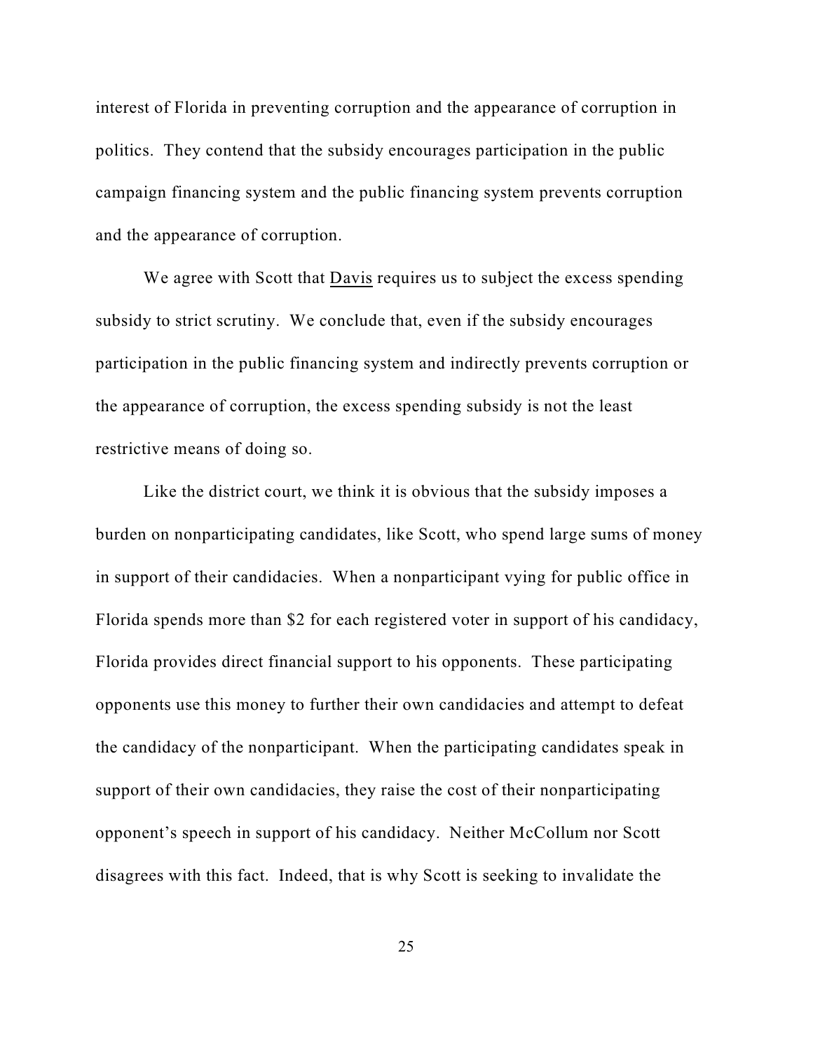interest of Florida in preventing corruption and the appearance of corruption in politics. They contend that the subsidy encourages participation in the public campaign financing system and the public financing system prevents corruption and the appearance of corruption.

We agree with Scott that Davis requires us to subject the excess spending subsidy to strict scrutiny. We conclude that, even if the subsidy encourages participation in the public financing system and indirectly prevents corruption or the appearance of corruption, the excess spending subsidy is not the least restrictive means of doing so.

Like the district court, we think it is obvious that the subsidy imposes a burden on nonparticipating candidates, like Scott, who spend large sums of money in support of their candidacies. When a nonparticipant vying for public office in Florida spends more than $2 for each registered voter in support of his candidacy, Florida provides direct financial support to his opponents. These participating opponents use this money to further their own candidacies and attempt to defeat the candidacy of the nonparticipant. When the participating candidates speak in support of their own candidacies, they raise the cost of their nonparticipating opponent's speech in support of his candidacy. Neither McCollum nor Scott disagrees with this fact. Indeed, that is why Scott is seeking to invalidate the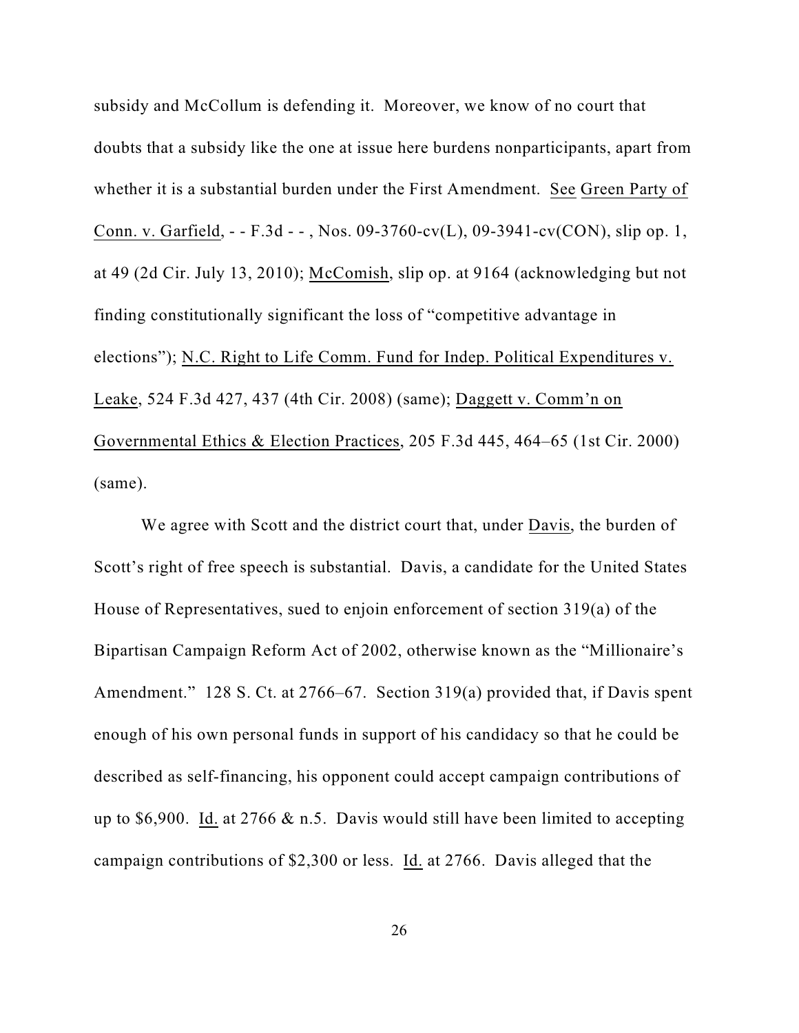subsidy and McCollum is defending it. Moreover, we know of no court that doubts that a subsidy like the one at issue here burdens nonparticipants, apart from whether it is a substantial burden under the First Amendment. See Green Party of Conn. v. Garfield, - - F.3d - - , Nos. 09-3760-cv(L), 09-3941-cv(CON), slip op. 1, at 49 (2d Cir. July 13, 2010); McComish, slip op. at 9164 (acknowledging but not finding constitutionally significant the loss of "competitive advantage in elections"); N.C. Right to Life Comm. Fund for Indep. Political Expenditures v. Leake, 524 F.3d 427, 437 (4th Cir. 2008) (same); Daggett v. Comm'n on Governmental Ethics & Election Practices, 205 F.3d 445, 464–65 (1st Cir. 2000) (same).

We agree with Scott and the district court that, under Davis, the burden of Scott's right of free speech is substantial. Davis, a candidate for the United States House of Representatives, sued to enjoin enforcement of section 319(a) of the Bipartisan Campaign Reform Act of 2002, otherwise known as the "Millionaire's Amendment." 128 S. Ct. at 2766–67. Section 319(a) provided that, if Davis spent enough of his own personal funds in support of his candidacy so that he could be described as self-financing, his opponent could accept campaign contributions of up to $6,900. Id. at 2766 & n.5. Davis would still have been limited to accepting campaign contributions of $2,300 or less. Id. at 2766. Davis alleged that the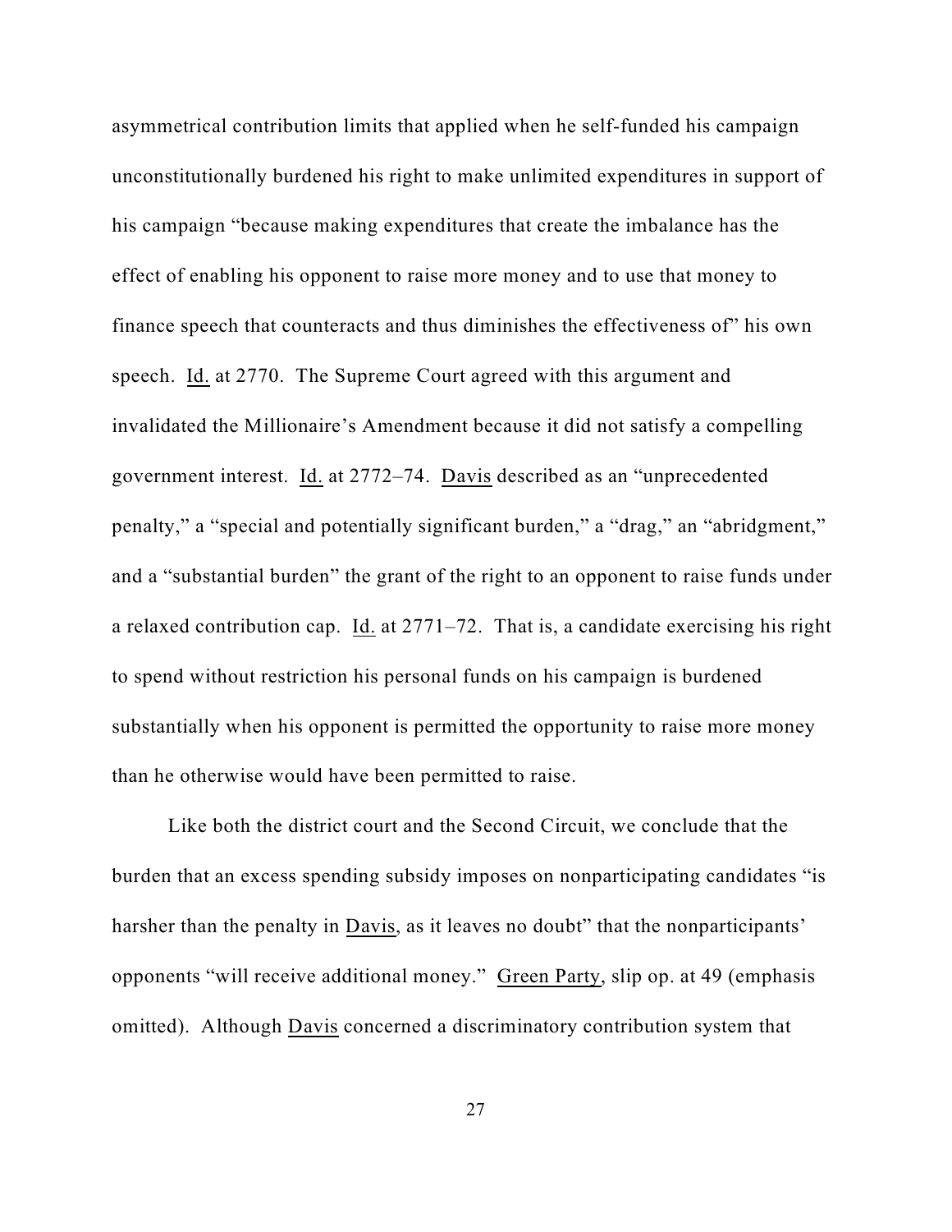asymmetrical contribution limits that applied when he self-funded his campaign unconstitutionally burdened his right to make unlimited expenditures in support of his campaign "because making expenditures that create the imbalance has the effect of enabling his opponent to raise more money and to use that money to finance speech that counteracts and thus diminishes the effectiveness of" his own speech. Id. at 2770. The Supreme Court agreed with this argument and invalidated the Millionaire's Amendment because it did not satisfy a compelling government interest. Id. at 2772–74. Davis described as an "unprecedented penalty," a "special and potentially significant burden," a "drag," an "abridgment," and a "substantial burden" the grant of the right to an opponent to raise funds under a relaxed contribution cap. Id. at 2771–72. That is, a candidate exercising his right to spend without restriction his personal funds on his campaign is burdened substantially when his opponent is permitted the opportunity to raise more money than he otherwise would have been permitted to raise.

Like both the district court and the Second Circuit, we conclude that the burden that an excess spending subsidy imposes on nonparticipating candidates "is harsher than the penalty in Davis, as it leaves no doubt" that the nonparticipants' opponents "will receive additional money." Green Party, slip op. at 49 (emphasis omitted). Although Davis concerned a discriminatory contribution system that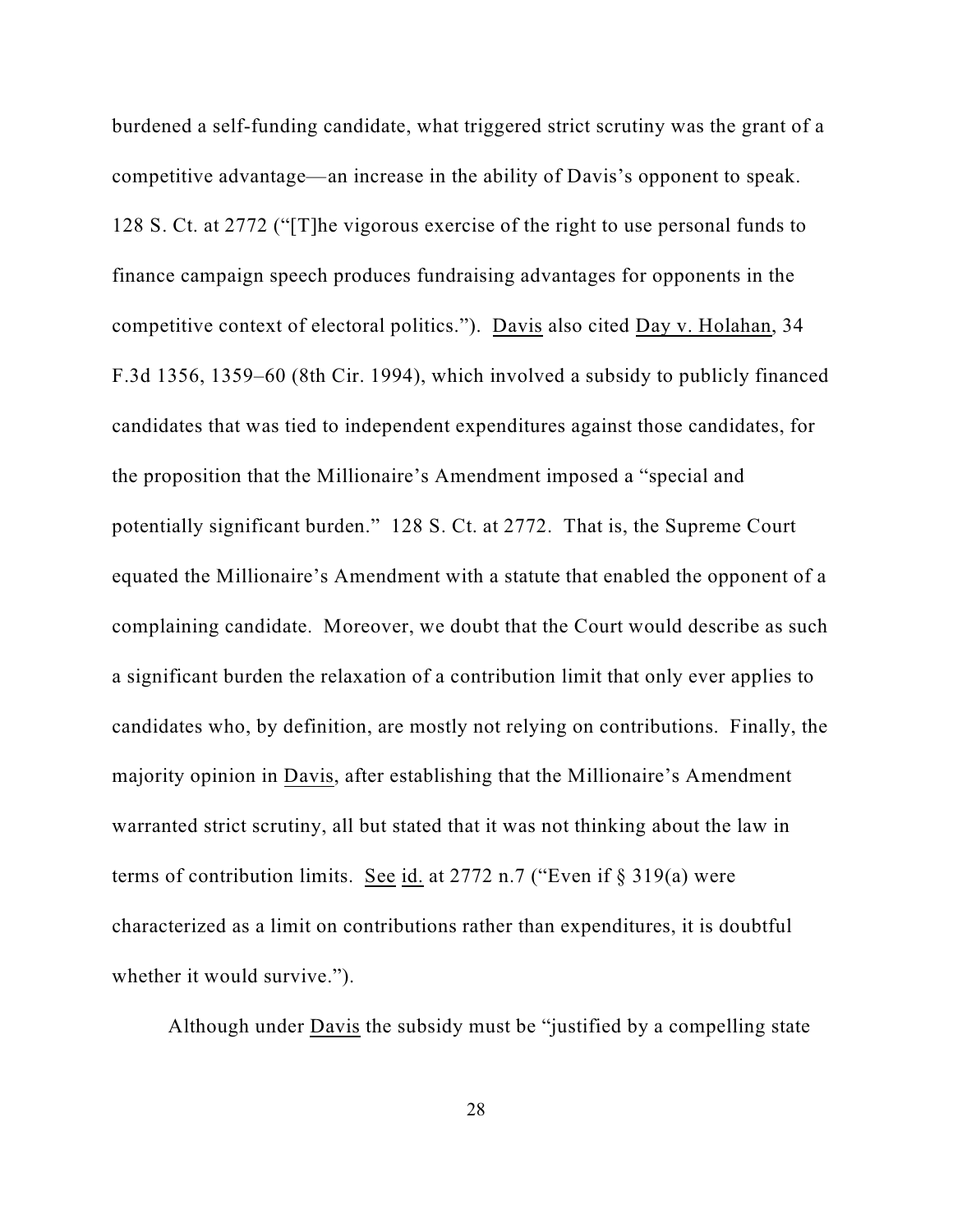burdened a self-funding candidate, what triggered strict scrutiny was the grant of a competitive advantage—an increase in the ability of Davis's opponent to speak. 128 S. Ct. at 2772 ("[T]he vigorous exercise of the right to use personal funds to finance campaign speech produces fundraising advantages for opponents in the competitive context of electoral politics."). Davis also cited Day v. Holahan, 34 F.3d 1356, 1359–60 (8th Cir. 1994), which involved a subsidy to publicly financed candidates that was tied to independent expenditures against those candidates, for the proposition that the Millionaire's Amendment imposed a "special and potentially significant burden." 128 S. Ct. at 2772. That is, the Supreme Court equated the Millionaire's Amendment with a statute that enabled the opponent of a complaining candidate. Moreover, we doubt that the Court would describe as such a significant burden the relaxation of a contribution limit that only ever applies to candidates who, by definition, are mostly not relying on contributions. Finally, the majority opinion in Davis, after establishing that the Millionaire's Amendment warranted strict scrutiny, all but stated that it was not thinking about the law in terms of contribution limits. See id. at 2772 n.7 ("Even if § 319(a) were characterized as a limit on contributions rather than expenditures, it is doubtful whether it would survive.").

Although under Davis the subsidy must be "justified by a compelling state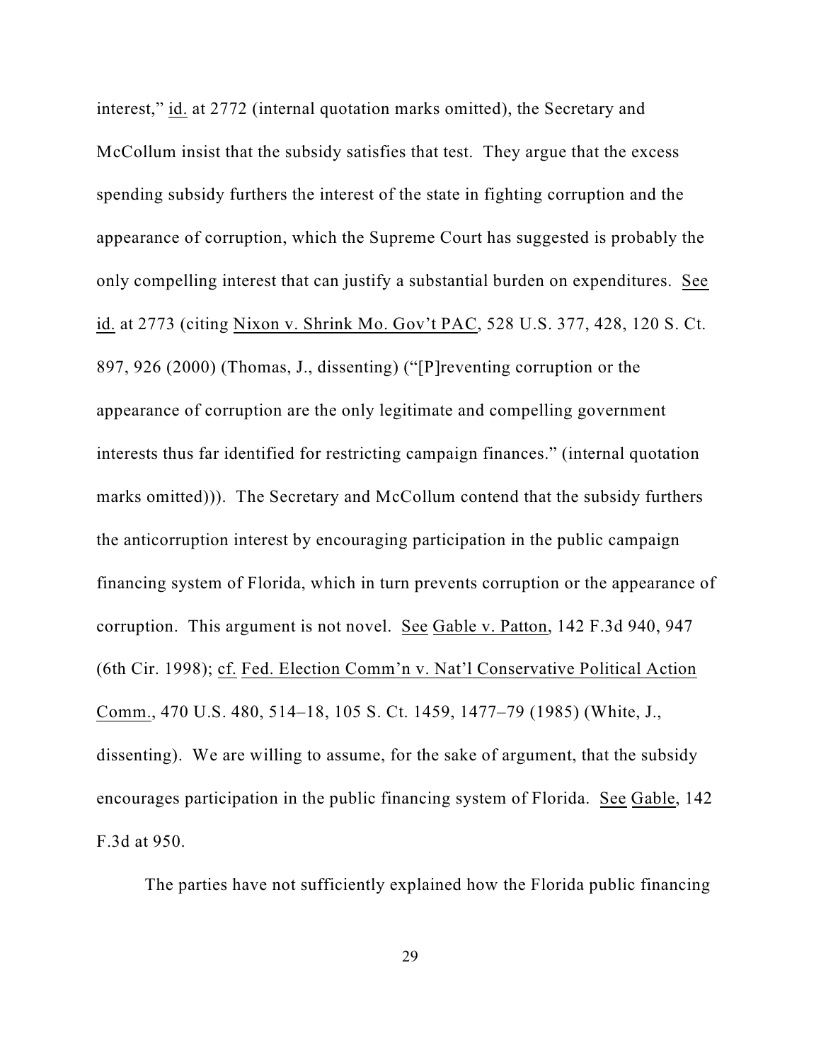interest," id. at 2772 (internal quotation marks omitted), the Secretary and McCollum insist that the subsidy satisfies that test. They argue that the excess spending subsidy furthers the interest of the state in fighting corruption and the appearance of corruption, which the Supreme Court has suggested is probably the only compelling interest that can justify a substantial burden on expenditures. See id. at 2773 (citing Nixon v. Shrink Mo. Gov't PAC, 528 U.S. 377, 428, 120 S. Ct. 897, 926 (2000) (Thomas, J., dissenting) ("[P]reventing corruption or the appearance of corruption are the only legitimate and compelling government interests thus far identified for restricting campaign finances." (internal quotation marks omitted))). The Secretary and McCollum contend that the subsidy furthers the anticorruption interest by encouraging participation in the public campaign financing system of Florida, which in turn prevents corruption or the appearance of corruption. This argument is not novel. See Gable v. Patton, 142 F.3d 940, 947 (6th Cir. 1998); cf. Fed. Election Comm'n v. Nat'l Conservative Political Action Comm., 470 U.S. 480, 514–18, 105 S. Ct. 1459, 1477–79 (1985) (White, J., dissenting). We are willing to assume, for the sake of argument, that the subsidy encourages participation in the public financing system of Florida. See Gable, 142 F.3d at 950.

The parties have not sufficiently explained how the Florida public financing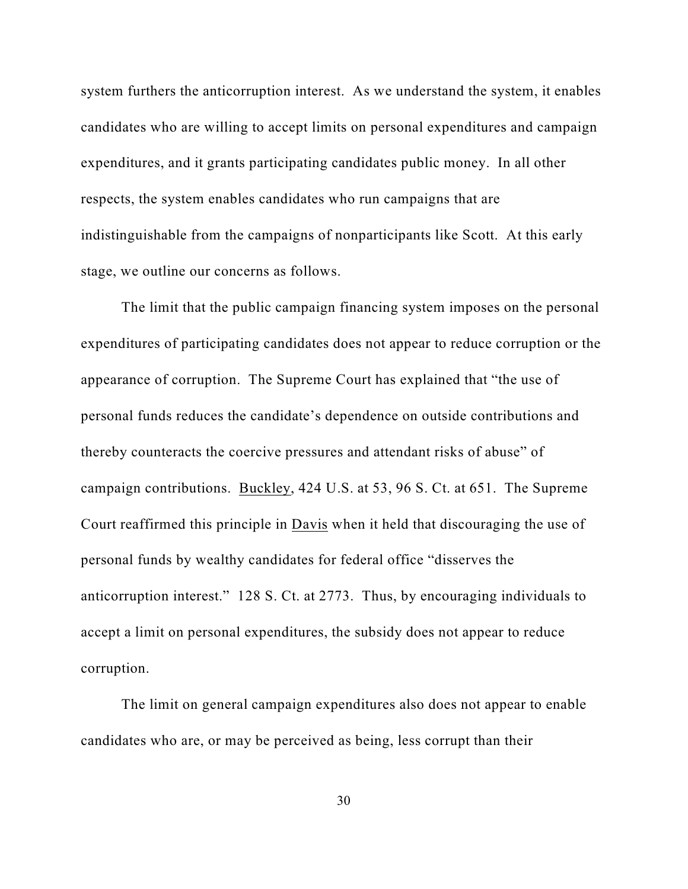system furthers the anticorruption interest. As we understand the system, it enables candidates who are willing to accept limits on personal expenditures and campaign expenditures, and it grants participating candidates public money. In all other respects, the system enables candidates who run campaigns that are indistinguishable from the campaigns of nonparticipants like Scott. At this early stage, we outline our concerns as follows.

The limit that the public campaign financing system imposes on the personal expenditures of participating candidates does not appear to reduce corruption or the appearance of corruption. The Supreme Court has explained that "the use of personal funds reduces the candidate's dependence on outside contributions and thereby counteracts the coercive pressures and attendant risks of abuse" of campaign contributions. Buckley, 424 U.S. at 53, 96 S. Ct. at 651. The Supreme Court reaffirmed this principle in Davis when it held that discouraging the use of personal funds by wealthy candidates for federal office "disserves the anticorruption interest." 128 S. Ct. at 2773. Thus, by encouraging individuals to accept a limit on personal expenditures, the subsidy does not appear to reduce corruption.

The limit on general campaign expenditures also does not appear to enable candidates who are, or may be perceived as being, less corrupt than their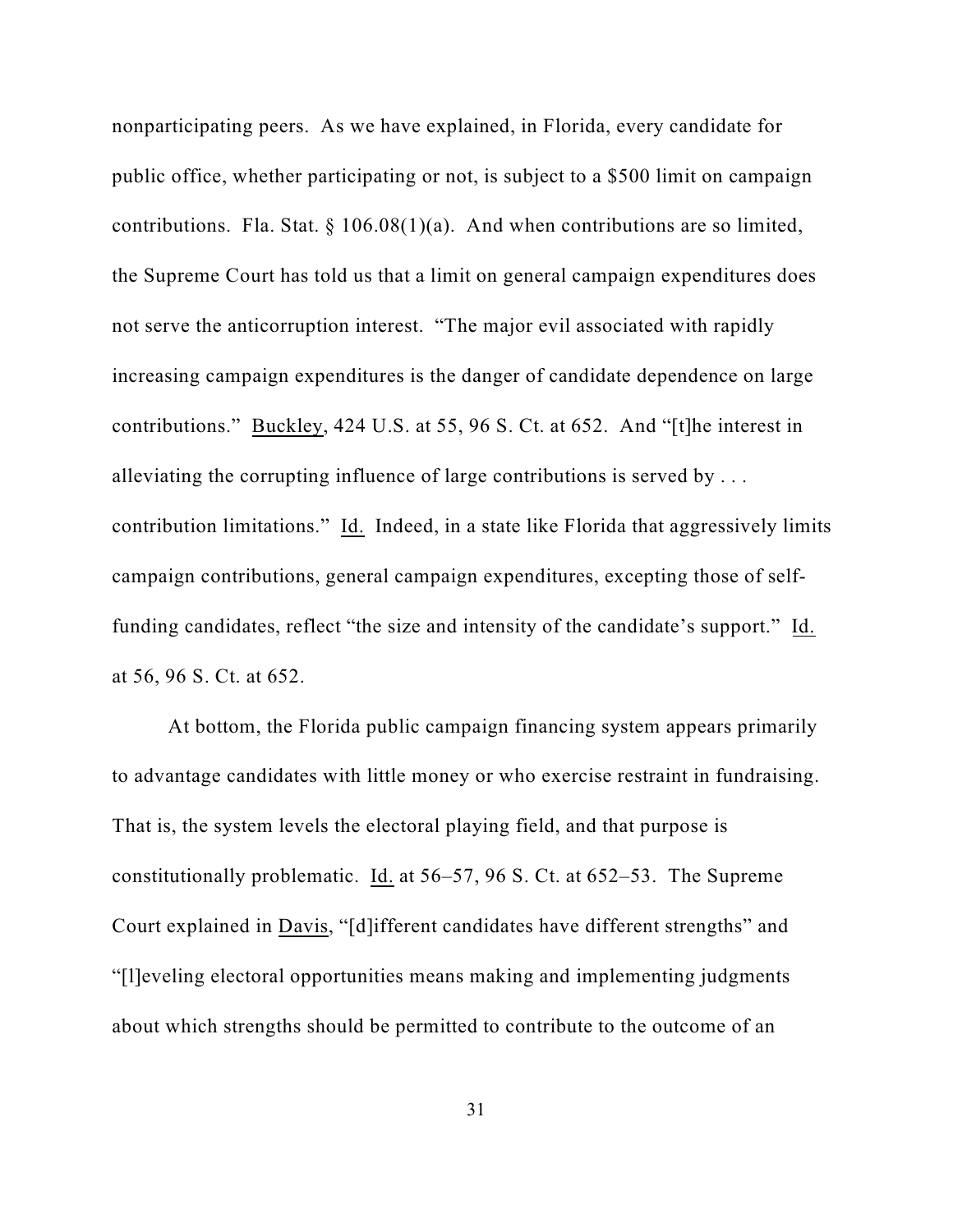nonparticipating peers. As we have explained, in Florida, every candidate for public office, whether participating or not, is subject to a $500 limit on campaign contributions. Fla. Stat. § 106.08(1)(a). And when contributions are so limited, the Supreme Court has told us that a limit on general campaign expenditures does not serve the anticorruption interest. "The major evil associated with rapidly increasing campaign expenditures is the danger of candidate dependence on large contributions." Buckley, 424 U.S. at 55, 96 S. Ct. at 652. And "[t]he interest in alleviating the corrupting influence of large contributions is served by . . . contribution limitations." Id. Indeed, in a state like Florida that aggressively limits campaign contributions, general campaign expenditures, excepting those of self-funding candidates, reflect "the size and intensity of the candidate's support." Id. at 56, 96 S. Ct. at 652.

At bottom, the Florida public campaign financing system appears primarily to advantage candidates with little money or who exercise restraint in fundraising. That is, the system levels the electoral playing field, and that purpose is constitutionally problematic. Id. at 56–57, 96 S. Ct. at 652–53. The Supreme Court explained in Davis, "[d]ifferent candidates have different strengths" and "[l]eveling electoral opportunities means making and implementing judgments about which strengths should be permitted to contribute to the outcome of an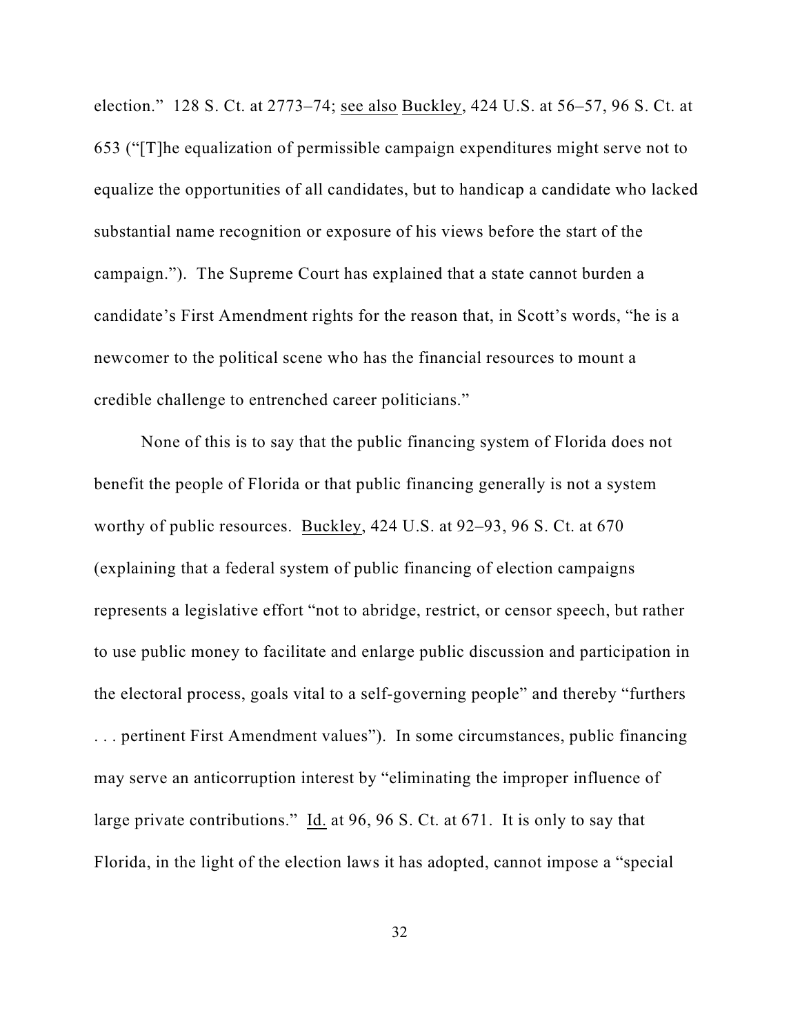election." 128 S. Ct. at 2773–74; see also Buckley, 424 U.S. at 56–57, 96 S. Ct. at 653 ("[T]he equalization of permissible campaign expenditures might serve not to equalize the opportunities of all candidates, but to handicap a candidate who lacked substantial name recognition or exposure of his views before the start of the campaign."). The Supreme Court has explained that a state cannot burden a candidate's First Amendment rights for the reason that, in Scott's words, "he is a newcomer to the political scene who has the financial resources to mount a credible challenge to entrenched career politicians."

None of this is to say that the public financing system of Florida does not benefit the people of Florida or that public financing generally is not a system worthy of public resources. Buckley, 424 U.S. at 92–93, 96 S. Ct. at 670 (explaining that a federal system of public financing of election campaigns represents a legislative effort "not to abridge, restrict, or censor speech, but rather to use public money to facilitate and enlarge public discussion and participation in the electoral process, goals vital to a self-governing people" and thereby "furthers . . . pertinent First Amendment values"). In some circumstances, public financing may serve an anticorruption interest by "eliminating the improper influence of large private contributions." Id. at 96, 96 S. Ct. at 671. It is only to say that Florida, in the light of the election laws it has adopted, cannot impose a "special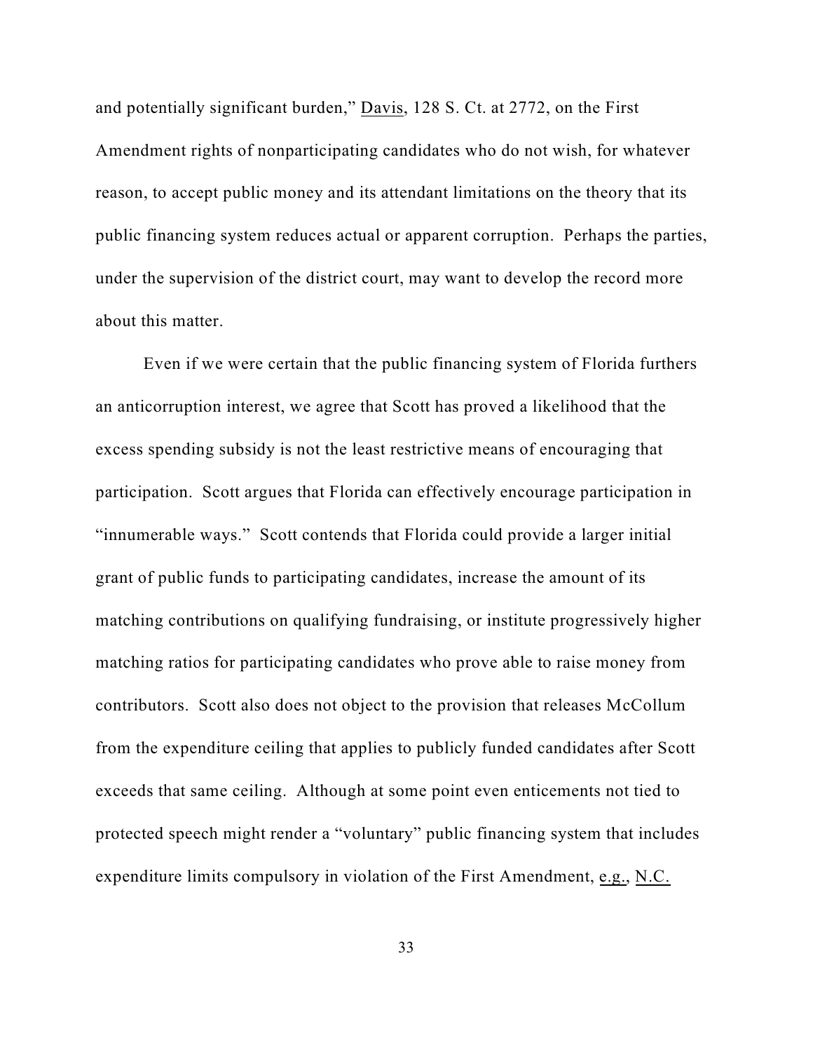and potentially significant burden," Davis, 128 S. Ct. at 2772, on the First Amendment rights of nonparticipating candidates who do not wish, for whatever reason, to accept public money and its attendant limitations on the theory that its public financing system reduces actual or apparent corruption. Perhaps the parties, under the supervision of the district court, may want to develop the record more about this matter.

Even if we were certain that the public financing system of Florida furthers an anticorruption interest, we agree that Scott has proved a likelihood that the excess spending subsidy is not the least restrictive means of encouraging that participation. Scott argues that Florida can effectively encourage participation in "innumerable ways." Scott contends that Florida could provide a larger initial grant of public funds to participating candidates, increase the amount of its matching contributions on qualifying fundraising, or institute progressively higher matching ratios for participating candidates who prove able to raise money from contributors. Scott also does not object to the provision that releases McCollum from the expenditure ceiling that applies to publicly funded candidates after Scott exceeds that same ceiling. Although at some point even enticements not tied to protected speech might render a "voluntary" public financing system that includes expenditure limits compulsory in violation of the First Amendment, e.g., N.C.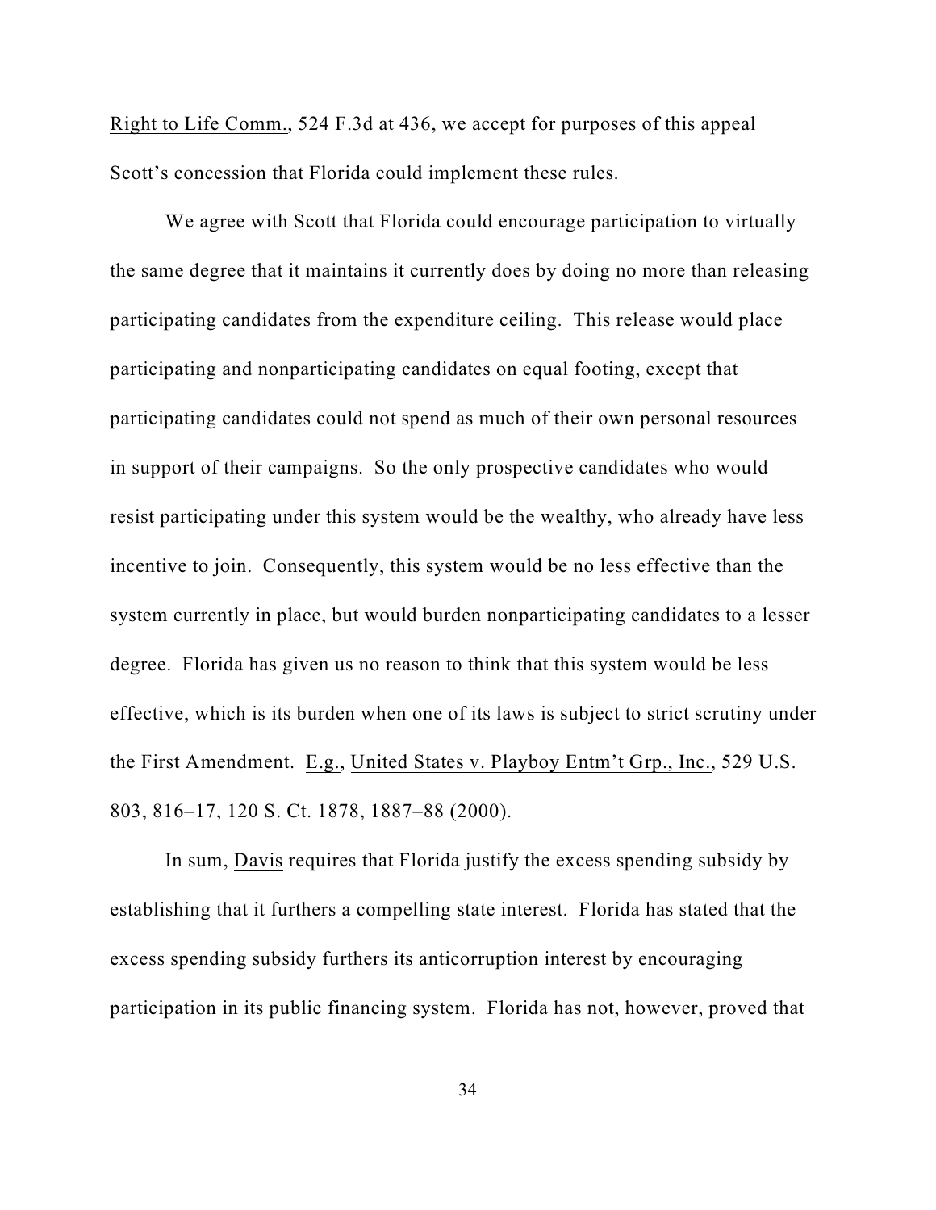Right to Life Comm., 524 F.3d at 436, we accept for purposes of this appeal Scott's concession that Florida could implement these rules.

We agree with Scott that Florida could encourage participation to virtually the same degree that it maintains it currently does by doing no more than releasing participating candidates from the expenditure ceiling. This release would place participating and nonparticipating candidates on equal footing, except that participating candidates could not spend as much of their own personal resources in support of their campaigns. So the only prospective candidates who would resist participating under this system would be the wealthy, who already have less incentive to join. Consequently, this system would be no less effective than the system currently in place, but would burden nonparticipating candidates to a lesser degree. Florida has given us no reason to think that this system would be less effective, which is its burden when one of its laws is subject to strict scrutiny under the First Amendment. E.g., United States v. Playboy Entm't Grp., Inc., 529 U.S. 803, 816–17, 120 S. Ct. 1878, 1887–88 (2000).

In sum, Davis requires that Florida justify the excess spending subsidy by establishing that it furthers a compelling state interest. Florida has stated that the excess spending subsidy furthers its anticorruption interest by encouraging participation in its public financing system. Florida has not, however, proved that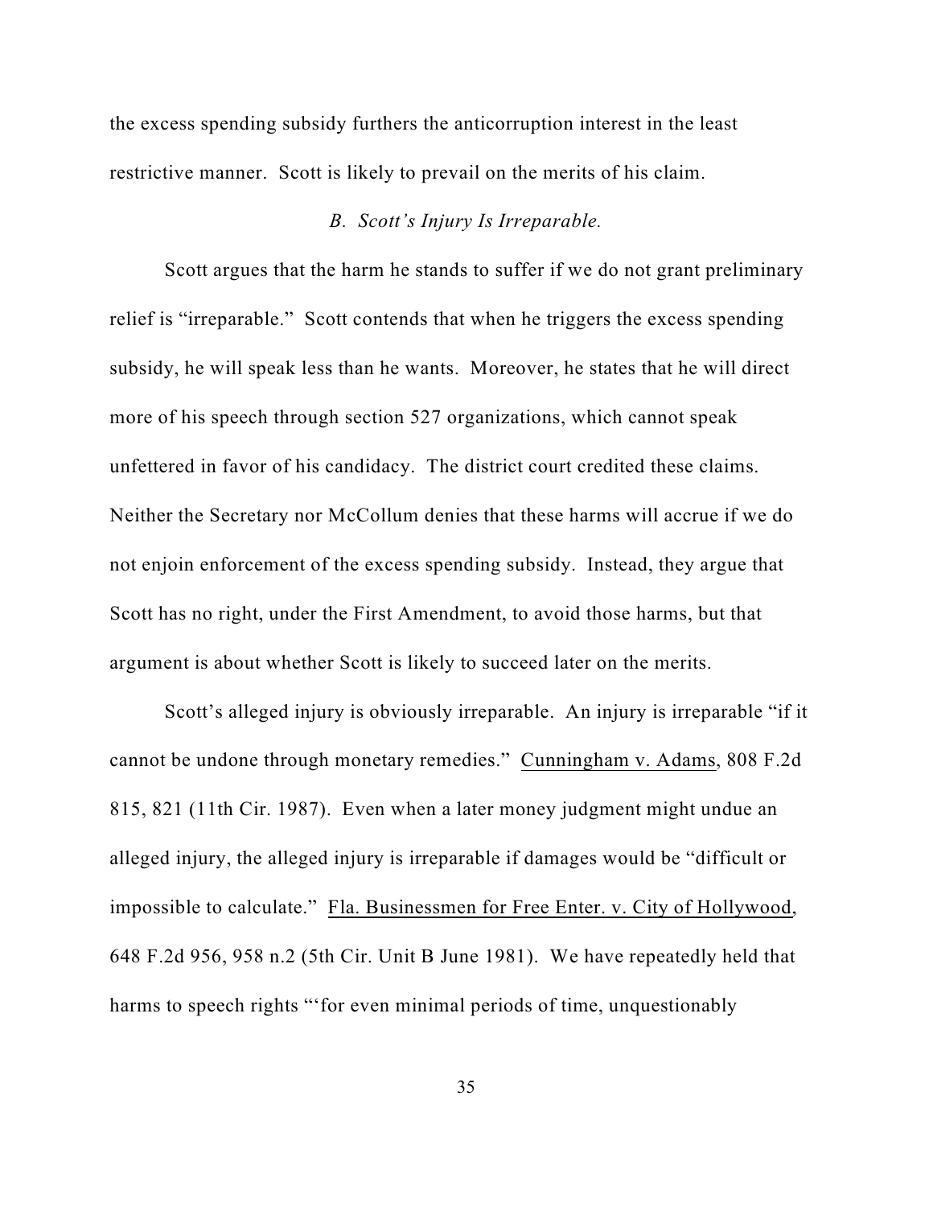the excess spending subsidy furthers the anticorruption interest in the least restrictive manner. Scott is likely to prevail on the merits of his claim.

### *B. Scott's Injury Is Irreparable.*

Scott argues that the harm he stands to suffer if we do not grant preliminary relief is "irreparable." Scott contends that when he triggers the excess spending subsidy, he will speak less than he wants. Moreover, he states that he will direct more of his speech through section 527 organizations, which cannot speak unfettered in favor of his candidacy. The district court credited these claims. Neither the Secretary nor McCollum denies that these harms will accrue if we do not enjoin enforcement of the excess spending subsidy. Instead, they argue that Scott has no right, under the First Amendment, to avoid those harms, but that argument is about whether Scott is likely to succeed later on the merits.

Scott's alleged injury is obviously irreparable. An injury is irreparable "if it cannot be undone through monetary remedies." Cunningham v. Adams, 808 F.2d 815, 821 (11th Cir. 1987). Even when a later money judgment might undue an alleged injury, the alleged injury is irreparable if damages would be "difficult or impossible to calculate." Fla. Businessmen for Free Enter. v. City of Hollywood, 648 F.2d 956, 958 n.2 (5th Cir. Unit B June 1981). We have repeatedly held that harms to speech rights "'for even minimal periods of time, unquestionably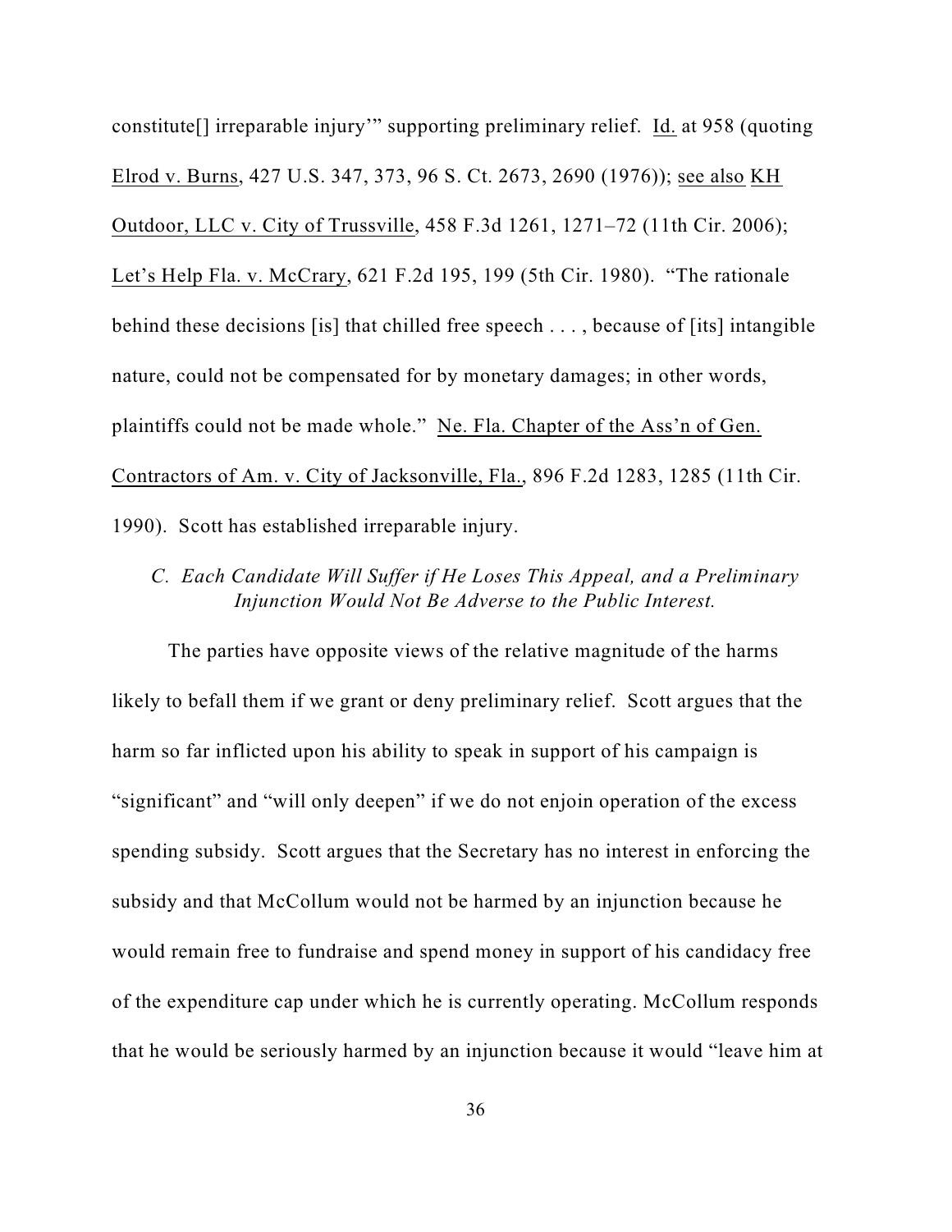constitute[] irreparable injury'" supporting preliminary relief. Id. at 958 (quoting Elrod v. Burns, 427 U.S. 347, 373, 96 S. Ct. 2673, 2690 (1976)); see also KH Outdoor, LLC v. City of Trussville, 458 F.3d 1261, 1271–72 (11th Cir. 2006); Let's Help Fla. v. McCrary, 621 F.2d 195, 199 (5th Cir. 1980). "The rationale behind these decisions [is] that chilled free speech . . . , because of [its] intangible nature, could not be compensated for by monetary damages; in other words, plaintiffs could not be made whole." Ne. Fla. Chapter of the Ass'n of Gen. Contractors of Am. v. City of Jacksonville, Fla., 896 F.2d 1283, 1285 (11th Cir. 1990). Scott has established irreparable injury.

### *C. Each Candidate Will Suffer if He Loses This Appeal, and a Preliminary Injunction Would Not Be Adverse to the Public Interest.*

The parties have opposite views of the relative magnitude of the harms likely to befall them if we grant or deny preliminary relief. Scott argues that the harm so far inflicted upon his ability to speak in support of his campaign is "significant" and "will only deepen" if we do not enjoin operation of the excess spending subsidy. Scott argues that the Secretary has no interest in enforcing the subsidy and that McCollum would not be harmed by an injunction because he would remain free to fundraise and spend money in support of his candidacy free of the expenditure cap under which he is currently operating. McCollum responds that he would be seriously harmed by an injunction because it would "leave him at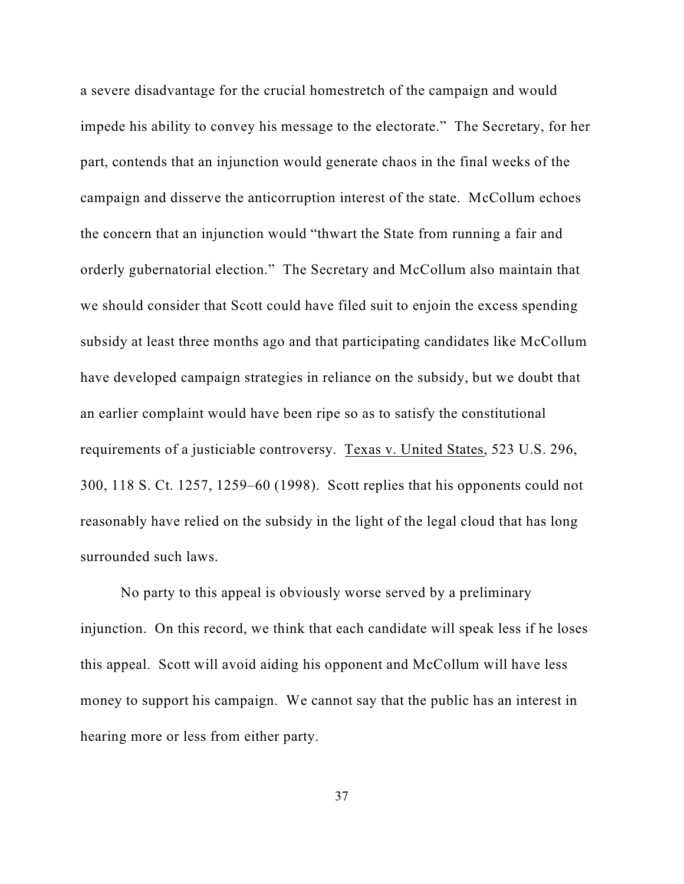a severe disadvantage for the crucial homestretch of the campaign and would impede his ability to convey his message to the electorate." The Secretary, for her part, contends that an injunction would generate chaos in the final weeks of the campaign and disserve the anticorruption interest of the state. McCollum echoes the concern that an injunction would "thwart the State from running a fair and orderly gubernatorial election." The Secretary and McCollum also maintain that we should consider that Scott could have filed suit to enjoin the excess spending subsidy at least three months ago and that participating candidates like McCollum have developed campaign strategies in reliance on the subsidy, but we doubt that an earlier complaint would have been ripe so as to satisfy the constitutional requirements of a justiciable controversy. Texas v. United States, 523 U.S. 296, 300, 118 S. Ct. 1257, 1259–60 (1998). Scott replies that his opponents could not reasonably have relied on the subsidy in the light of the legal cloud that has long surrounded such laws.

No party to this appeal is obviously worse served by a preliminary injunction. On this record, we think that each candidate will speak less if he loses this appeal. Scott will avoid aiding his opponent and McCollum will have less money to support his campaign. We cannot say that the public has an interest in hearing more or less from either party.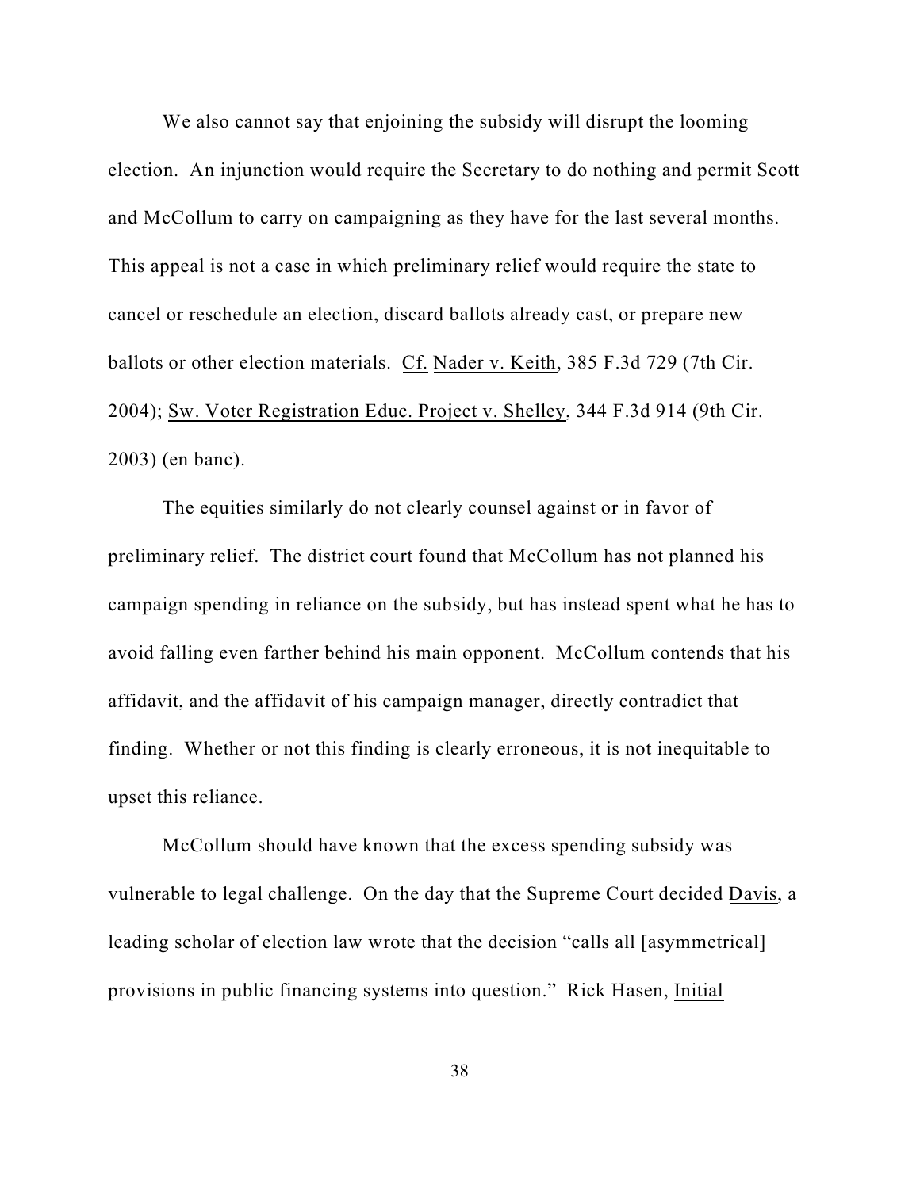We also cannot say that enjoining the subsidy will disrupt the looming election. An injunction would require the Secretary to do nothing and permit Scott and McCollum to carry on campaigning as they have for the last several months. This appeal is not a case in which preliminary relief would require the state to cancel or reschedule an election, discard ballots already cast, or prepare new ballots or other election materials. Cf. Nader v. Keith, 385 F.3d 729 (7th Cir. 2004); Sw. Voter Registration Educ. Project v. Shelley, 344 F.3d 914 (9th Cir. 2003) (en banc).

The equities similarly do not clearly counsel against or in favor of preliminary relief. The district court found that McCollum has not planned his campaign spending in reliance on the subsidy, but has instead spent what he has to avoid falling even farther behind his main opponent. McCollum contends that his affidavit, and the affidavit of his campaign manager, directly contradict that finding. Whether or not this finding is clearly erroneous, it is not inequitable to upset this reliance.

McCollum should have known that the excess spending subsidy was vulnerable to legal challenge. On the day that the Supreme Court decided Davis, a leading scholar of election law wrote that the decision "calls all [asymmetrical] provisions in public financing systems into question." Rick Hasen, Initial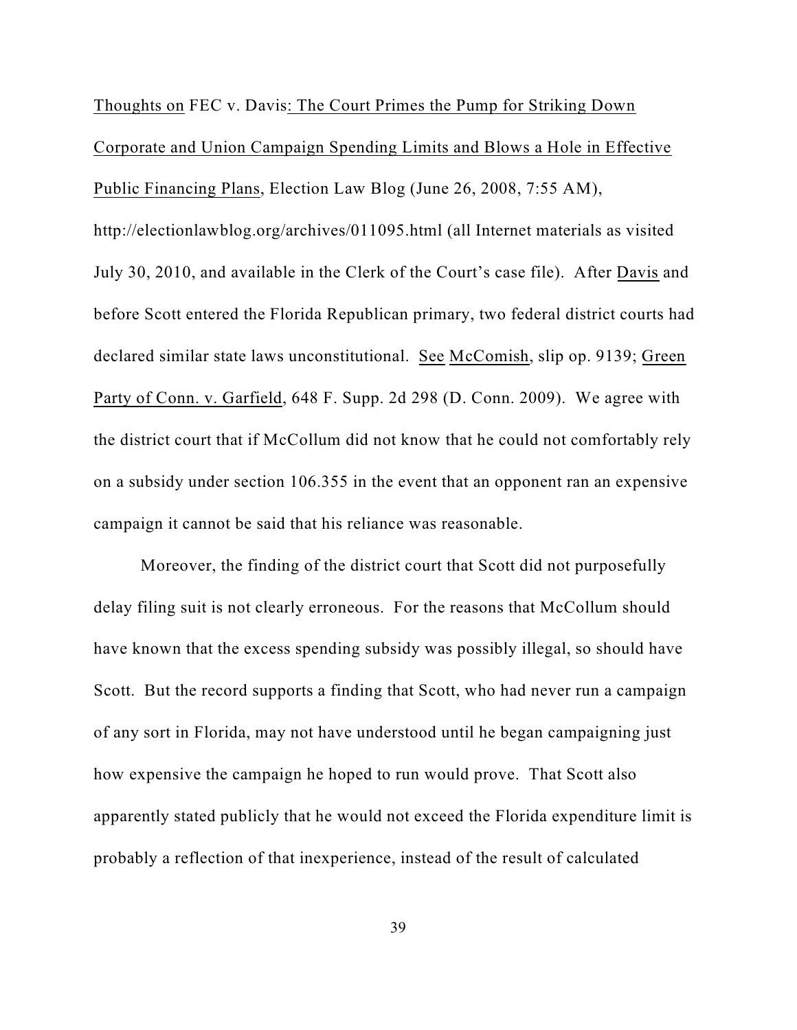Thoughts on FEC v. Davis: The Court Primes the Pump for Striking Down Corporate and Union Campaign Spending Limits and Blows a Hole in Effective Public Financing Plans, Election Law Blog (June 26, 2008, 7:55 AM), http://electionlawblog.org/archives/011095.html (all Internet materials as visited July 30, 2010, and available in the Clerk of the Court's case file). After Davis and before Scott entered the Florida Republican primary, two federal district courts had declared similar state laws unconstitutional. See McComish, slip op. 9139; Green Party of Conn. v. Garfield, 648 F. Supp. 2d 298 (D. Conn. 2009). We agree with the district court that if McCollum did not know that he could not comfortably rely on a subsidy under section 106.355 in the event that an opponent ran an expensive campaign it cannot be said that his reliance was reasonable.

Moreover, the finding of the district court that Scott did not purposefully delay filing suit is not clearly erroneous. For the reasons that McCollum should have known that the excess spending subsidy was possibly illegal, so should have Scott. But the record supports a finding that Scott, who had never run a campaign of any sort in Florida, may not have understood until he began campaigning just how expensive the campaign he hoped to run would prove. That Scott also apparently stated publicly that he would not exceed the Florida expenditure limit is probably a reflection of that inexperience, instead of the result of calculated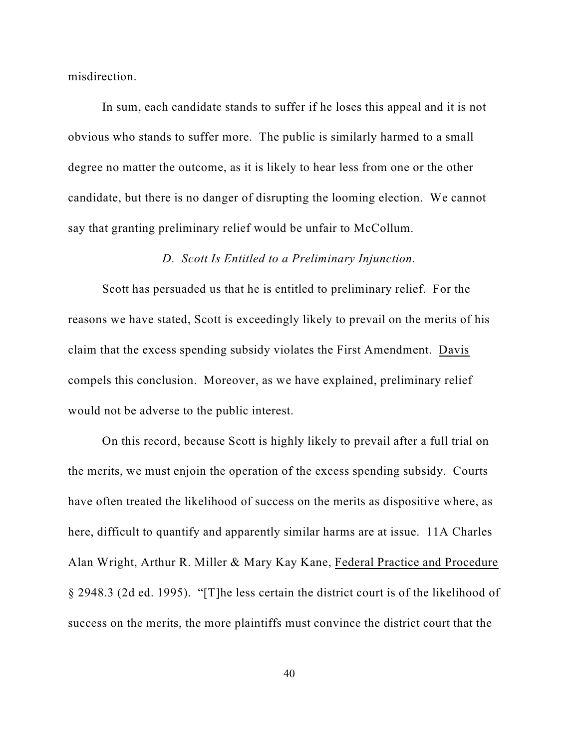misdirection.

In sum, each candidate stands to suffer if he loses this appeal and it is not obvious who stands to suffer more. The public is similarly harmed to a small degree no matter the outcome, as it is likely to hear less from one or the other candidate, but there is no danger of disrupting the looming election. We cannot say that granting preliminary relief would be unfair to McCollum.

*D. Scott Is Entitled to a Preliminary Injunction.*

Scott has persuaded us that he is entitled to preliminary relief. For the reasons we have stated, Scott is exceedingly likely to prevail on the merits of his claim that the excess spending subsidy violates the First Amendment. Davis compels this conclusion. Moreover, as we have explained, preliminary relief would not be adverse to the public interest.

On this record, because Scott is highly likely to prevail after a full trial on the merits, we must enjoin the operation of the excess spending subsidy. Courts have often treated the likelihood of success on the merits as dispositive where, as here, difficult to quantify and apparently similar harms are at issue. 11A Charles Alan Wright, Arthur R. Miller & Mary Kay Kane, Federal Practice and Procedure § 2948.3 (2d ed. 1995). "[T]he less certain the district court is of the likelihood of success on the merits, the more plaintiffs must convince the district court that the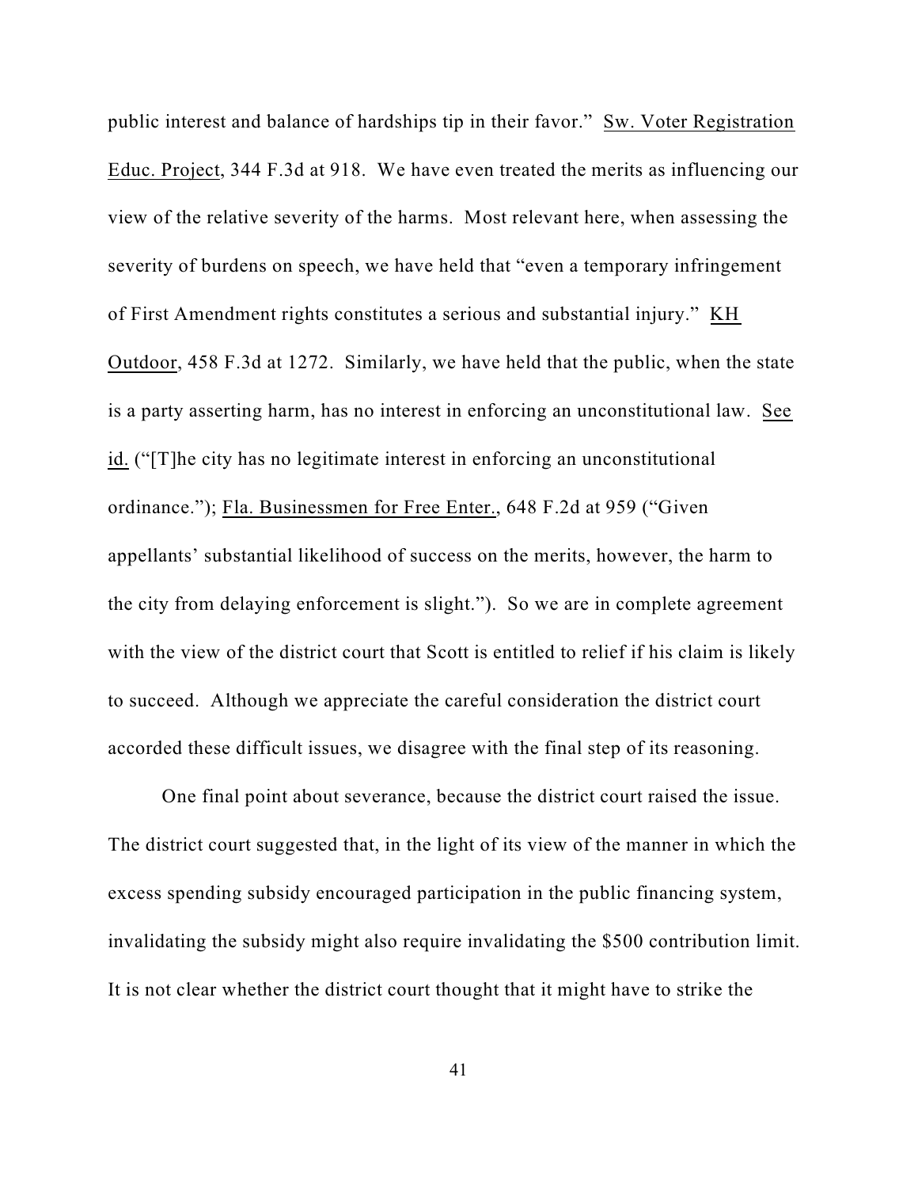public interest and balance of hardships tip in their favor." Sw. Voter Registration Educ. Project, 344 F.3d at 918. We have even treated the merits as influencing our view of the relative severity of the harms. Most relevant here, when assessing the severity of burdens on speech, we have held that "even a temporary infringement of First Amendment rights constitutes a serious and substantial injury." KH Outdoor, 458 F.3d at 1272. Similarly, we have held that the public, when the state is a party asserting harm, has no interest in enforcing an unconstitutional law. See id. ("[T]he city has no legitimate interest in enforcing an unconstitutional ordinance."); Fla. Businessmen for Free Enter., 648 F.2d at 959 ("Given appellants' substantial likelihood of success on the merits, however, the harm to the city from delaying enforcement is slight."). So we are in complete agreement with the view of the district court that Scott is entitled to relief if his claim is likely to succeed. Although we appreciate the careful consideration the district court accorded these difficult issues, we disagree with the final step of its reasoning.

One final point about severance, because the district court raised the issue. The district court suggested that, in the light of its view of the manner in which the excess spending subsidy encouraged participation in the public financing system, invalidating the subsidy might also require invalidating the $500 contribution limit. It is not clear whether the district court thought that it might have to strike the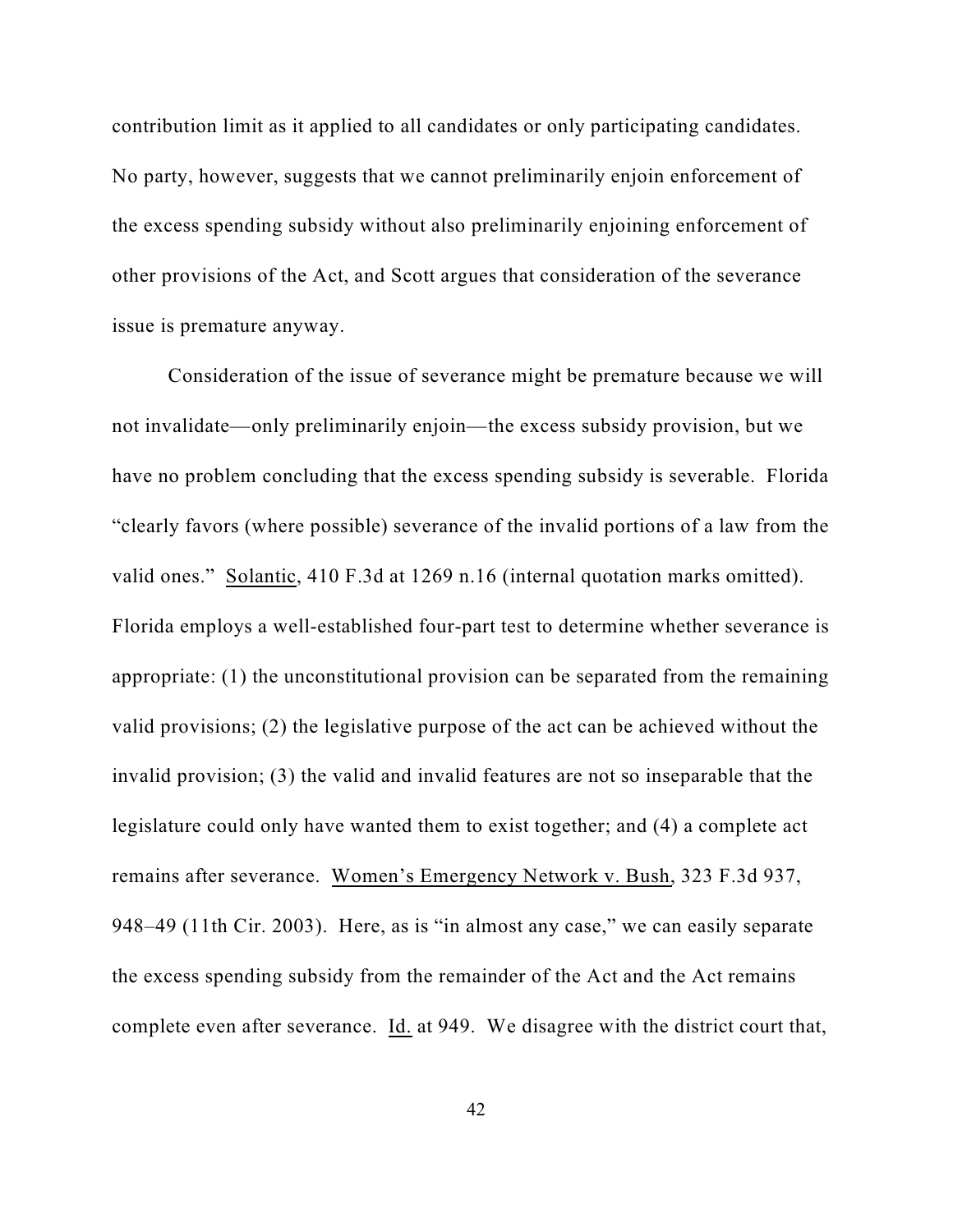contribution limit as it applied to all candidates or only participating candidates. No party, however, suggests that we cannot preliminarily enjoin enforcement of the excess spending subsidy without also preliminarily enjoining enforcement of other provisions of the Act, and Scott argues that consideration of the severance issue is premature anyway.

Consideration of the issue of severance might be premature because we will not invalidate—only preliminarily enjoin—the excess subsidy provision, but we have no problem concluding that the excess spending subsidy is severable. Florida "clearly favors (where possible) severance of the invalid portions of a law from the valid ones." Solantic, 410 F.3d at 1269 n.16 (internal quotation marks omitted). Florida employs a well-established four-part test to determine whether severance is appropriate: (1) the unconstitutional provision can be separated from the remaining valid provisions; (2) the legislative purpose of the act can be achieved without the invalid provision; (3) the valid and invalid features are not so inseparable that the legislature could only have wanted them to exist together; and (4) a complete act remains after severance. Women's Emergency Network v. Bush, 323 F.3d 937, 948–49 (11th Cir. 2003). Here, as is "in almost any case," we can easily separate the excess spending subsidy from the remainder of the Act and the Act remains complete even after severance. Id. at 949. We disagree with the district court that,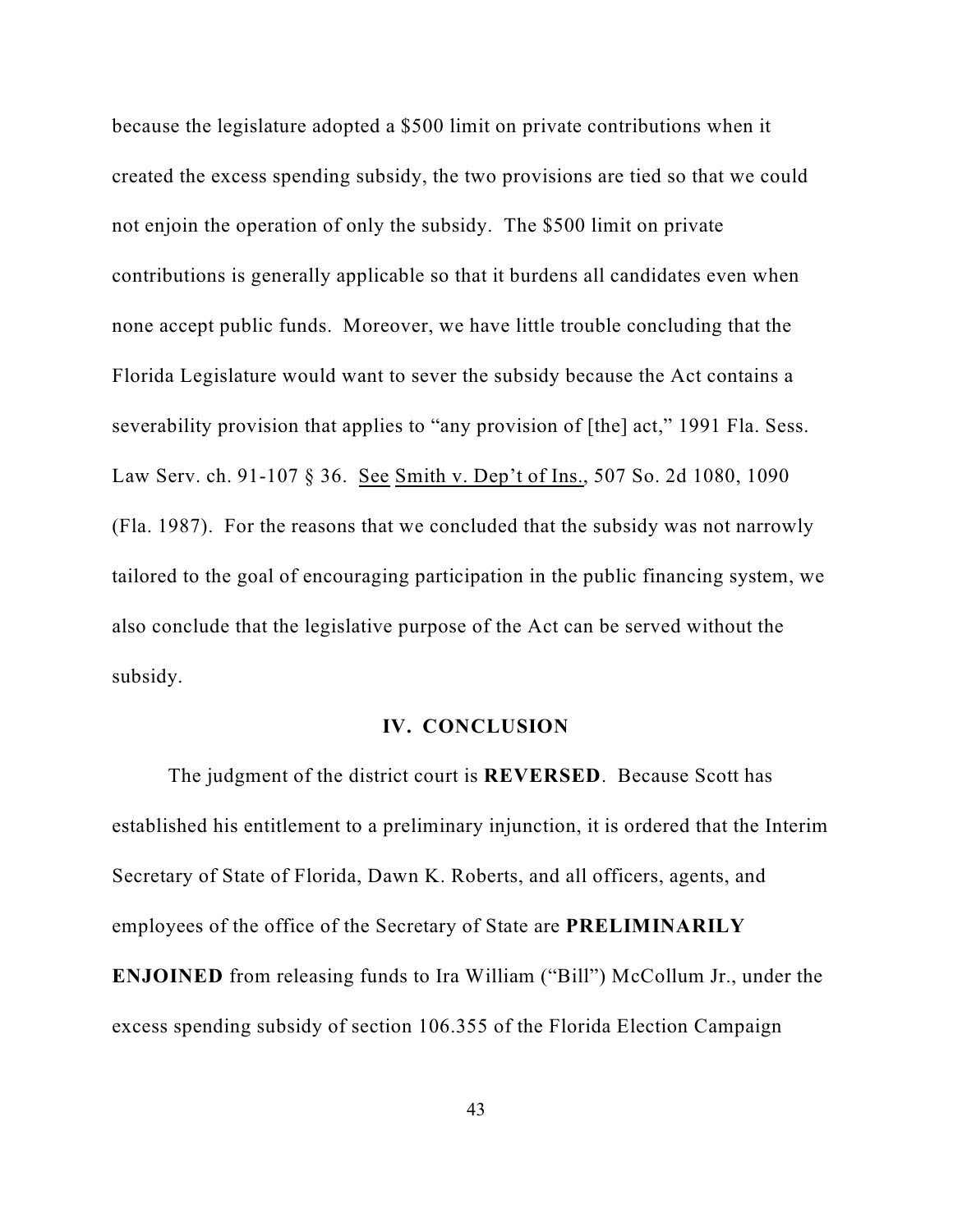because the legislature adopted a $500 limit on private contributions when it created the excess spending subsidy, the two provisions are tied so that we could not enjoin the operation of only the subsidy. The $500 limit on private contributions is generally applicable so that it burdens all candidates even when none accept public funds. Moreover, we have little trouble concluding that the Florida Legislature would want to sever the subsidy because the Act contains a severability provision that applies to "any provision of [the] act," 1991 Fla. Sess. Law Serv. ch. 91-107 § 36. See Smith v. Dep't of Ins., 507 So. 2d 1080, 1090 (Fla. 1987). For the reasons that we concluded that the subsidy was not narrowly tailored to the goal of encouraging participation in the public financing system, we also conclude that the legislative purpose of the Act can be served without the subsidy.

## IV. CONCLUSION

The judgment of the district court is **REVERSED**. Because Scott has established his entitlement to a preliminary injunction, it is ordered that the Interim Secretary of State of Florida, Dawn K. Roberts, and all officers, agents, and employees of the office of the Secretary of State are **PRELIMINARILY ENJOINED** from releasing funds to Ira William ("Bill") McCollum Jr., under the excess spending subsidy of section 106.355 of the Florida Election Campaign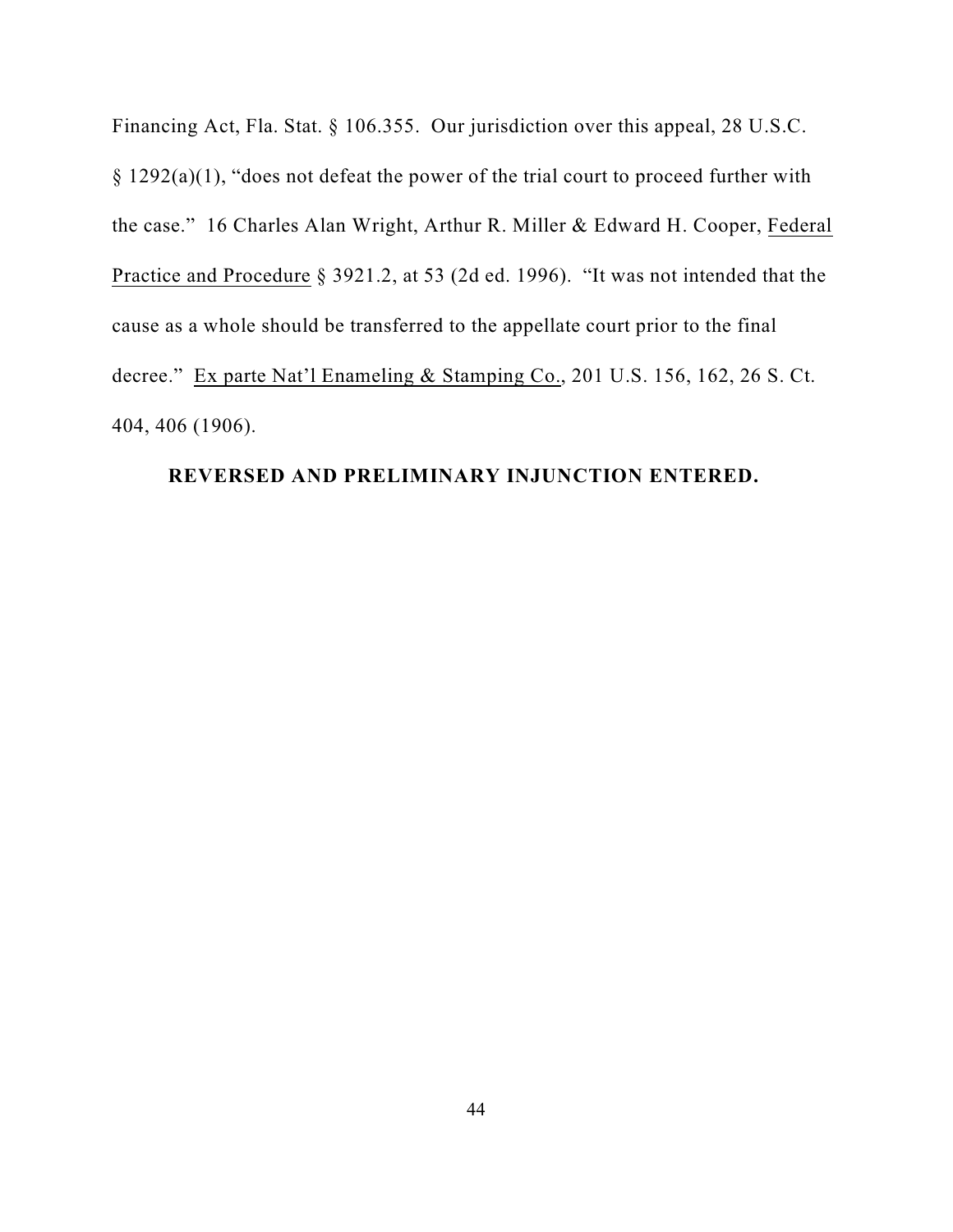Financing Act, Fla. Stat. § 106.355. Our jurisdiction over this appeal, 28 U.S.C. § 1292(a)(1), "does not defeat the power of the trial court to proceed further with the case." 16 Charles Alan Wright, Arthur R. Miller & Edward H. Cooper, Federal Practice and Procedure § 3921.2, at 53 (2d ed. 1996). "It was not intended that the cause as a whole should be transferred to the appellate court prior to the final decree." Ex parte Nat'l Enameling & Stamping Co., 201 U.S. 156, 162, 26 S. Ct. 404, 406 (1906).

**REVERSED AND PRELIMINARY INJUNCTION ENTERED.**